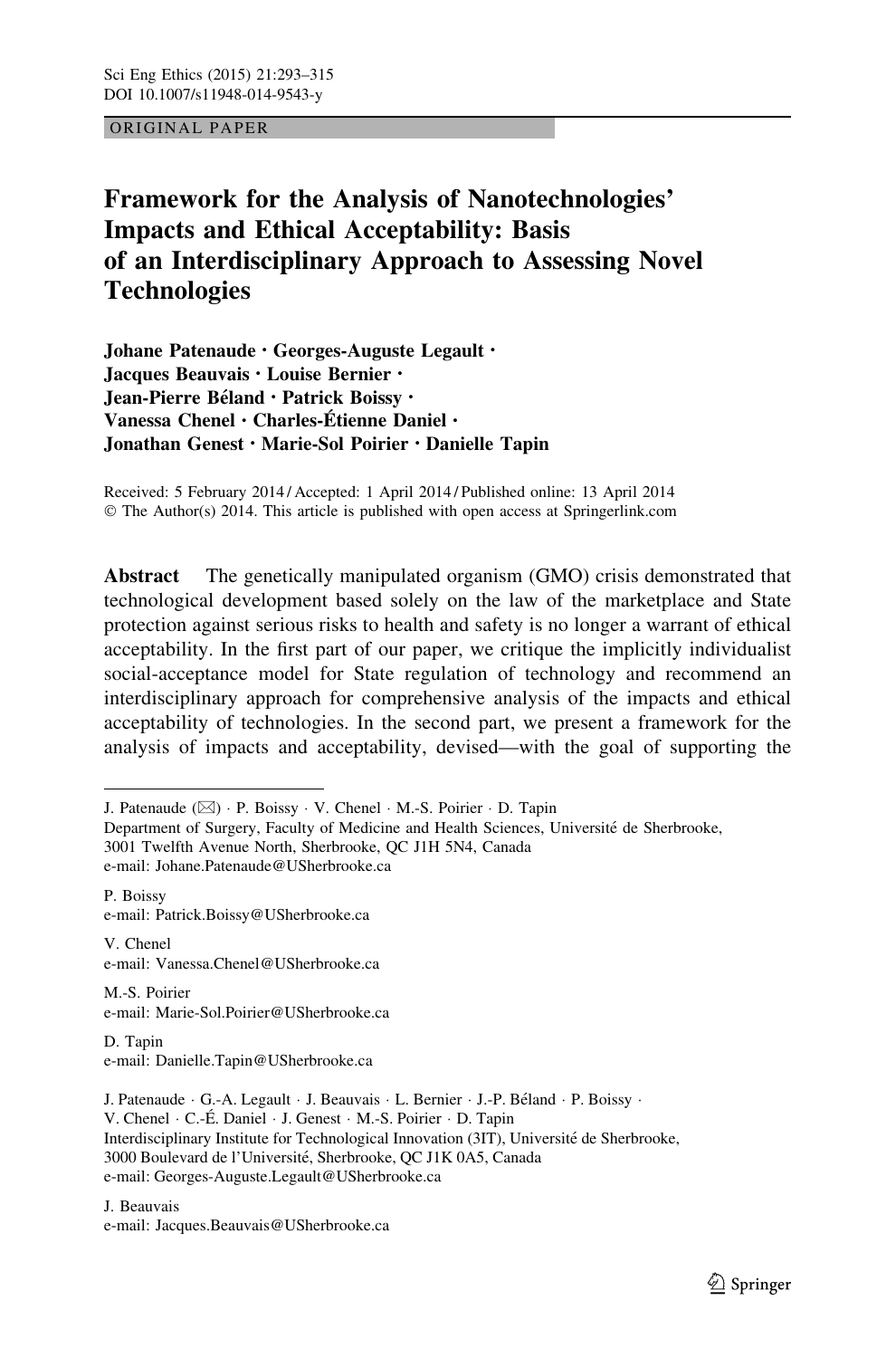ORIGINAL PAPER

# Framework for the Analysis of Nanotechnologies' Impacts and Ethical Acceptability: Basis of an Interdisciplinary Approach to Assessing Novel Technologies

**Johane Patenaude · Georges-Auguste Legault · Jacques Beauvais · Louise Bernier · Jean-Pierre Béland · Patrick Boissy · Vanessa Chenel · Charles-Étienne Daniel · Jonathan Genest · Marie-Sol Poirier · Danielle Tapin**

Received: 5 February 2014 / Accepted: 1 April 2014 / Published online: 13 April 2014
© The Author(s) 2014. This article is published with open access at Springerlink.com

**Abstract** The genetically manipulated organism (GMO) crisis demonstrated that technological development based solely on the law of the marketplace and State protection against serious risks to health and safety is no longer a warrant of ethical acceptability. In the first part of our paper, we critique the implicitly individualist social-acceptance model for State regulation of technology and recommend an interdisciplinary approach for comprehensive analysis of the impacts and ethical acceptability of technologies. In the second part, we present a framework for the analysis of impacts and acceptability, devised—with the goal of supporting the

---

J. Patenaude (✉) · P. Boissy · V. Chenel · M.-S. Poirier · D. Tapin
Department of Surgery, Faculty of Medicine and Health Sciences, Université de Sherbrooke, 3001 Twelfth Avenue North, Sherbrooke, QC J1H 5N4, Canada
e-mail: Johane.Patenaude@USherbrooke.ca

P. Boissy
e-mail: Patrick.Boissy@USherbrooke.ca

V. Chenel
e-mail: Vanessa.Chenel@USherbrooke.ca

M.-S. Poirier
e-mail: Marie-Sol.Poirier@USherbrooke.ca

D. Tapin
e-mail: Danielle.Tapin@USherbrooke.ca

J. Patenaude · G.-A. Legault · J. Beauvais · L. Bernier · J.-P. Béland · P. Boissy · V. Chenel · C.-É. Daniel · J. Genest · M.-S. Poirier · D. Tapin
Interdisciplinary Institute for Technological Innovation (3IT), Université de Sherbrooke, 3000 Boulevard de l'Université, Sherbrooke, QC J1K 0A5, Canada
e-mail: Georges-Auguste.Legault@USherbrooke.ca

J. Beauvais
e-mail: Jacques.Beauvais@USherbrooke.ca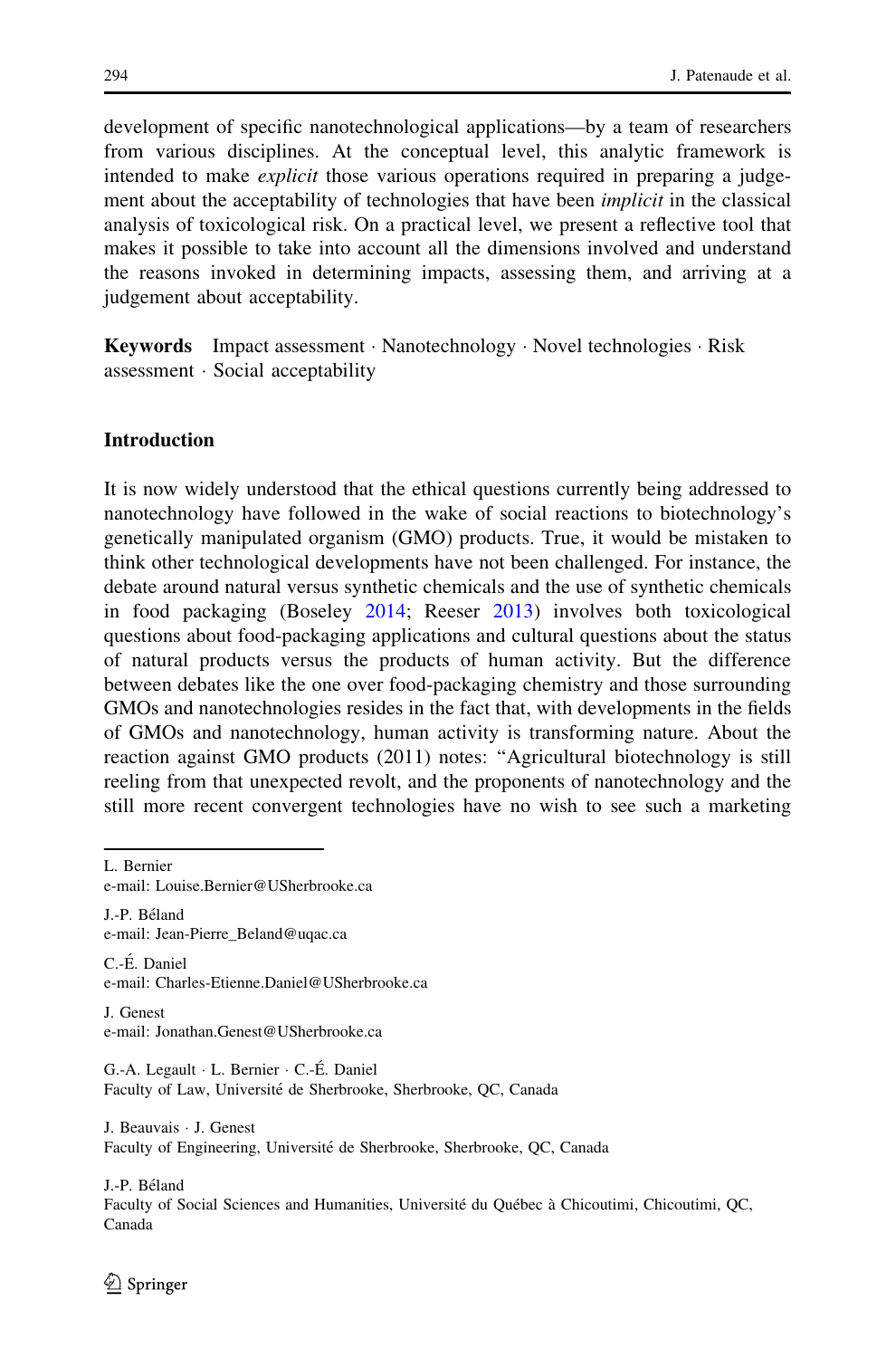development of specific nanotechnological applications—by a team of researchers from various disciplines. At the conceptual level, this analytic framework is intended to make *explicit* those various operations required in preparing a judgement about the acceptability of technologies that have been *implicit* in the classical analysis of toxicological risk. On a practical level, we present a reflective tool that makes it possible to take into account all the dimensions involved and understand the reasons invoked in determining impacts, assessing them, and arriving at a judgement about acceptability.

**Keywords** Impact assessment · Nanotechnology · Novel technologies · Risk assessment · Social acceptability

## Introduction

It is now widely understood that the ethical questions currently being addressed to nanotechnology have followed in the wake of social reactions to biotechnology's genetically manipulated organism (GMO) products. True, it would be mistaken to think other technological developments have not been challenged. For instance, the debate around natural versus synthetic chemicals and the use of synthetic chemicals in food packaging (Boseley 2014; Reeser 2013) involves both toxicological questions about food-packaging applications and cultural questions about the status of natural products versus the products of human activity. But the difference between debates like the one over food-packaging chemistry and those surrounding GMOs and nanotechnologies resides in the fact that, with developments in the fields of GMOs and nanotechnology, human activity is transforming nature. About the reaction against GMO products (2011) notes: "Agricultural biotechnology is still reeling from that unexpected revolt, and the proponents of nanotechnology and the still more recent convergent technologies have no wish to see such a marketing

---

L. Bernier
e-mail: Louise.Bernier@USherbrooke.ca

J.-P. Béland
e-mail: Jean-Pierre_Beland@uqac.ca

C.-É. Daniel
e-mail: Charles-Etienne.Daniel@USherbrooke.ca

J. Genest
e-mail: Jonathan.Genest@USherbrooke.ca

G.-A. Legault · L. Bernier · C.-É. Daniel
Faculty of Law, Université de Sherbrooke, Sherbrooke, QC, Canada

J. Beauvais · J. Genest
Faculty of Engineering, Université de Sherbrooke, Sherbrooke, QC, Canada

J.-P. Béland
Faculty of Social Sciences and Humanities, Université du Québec à Chicoutimi, Chicoutimi, QC, Canada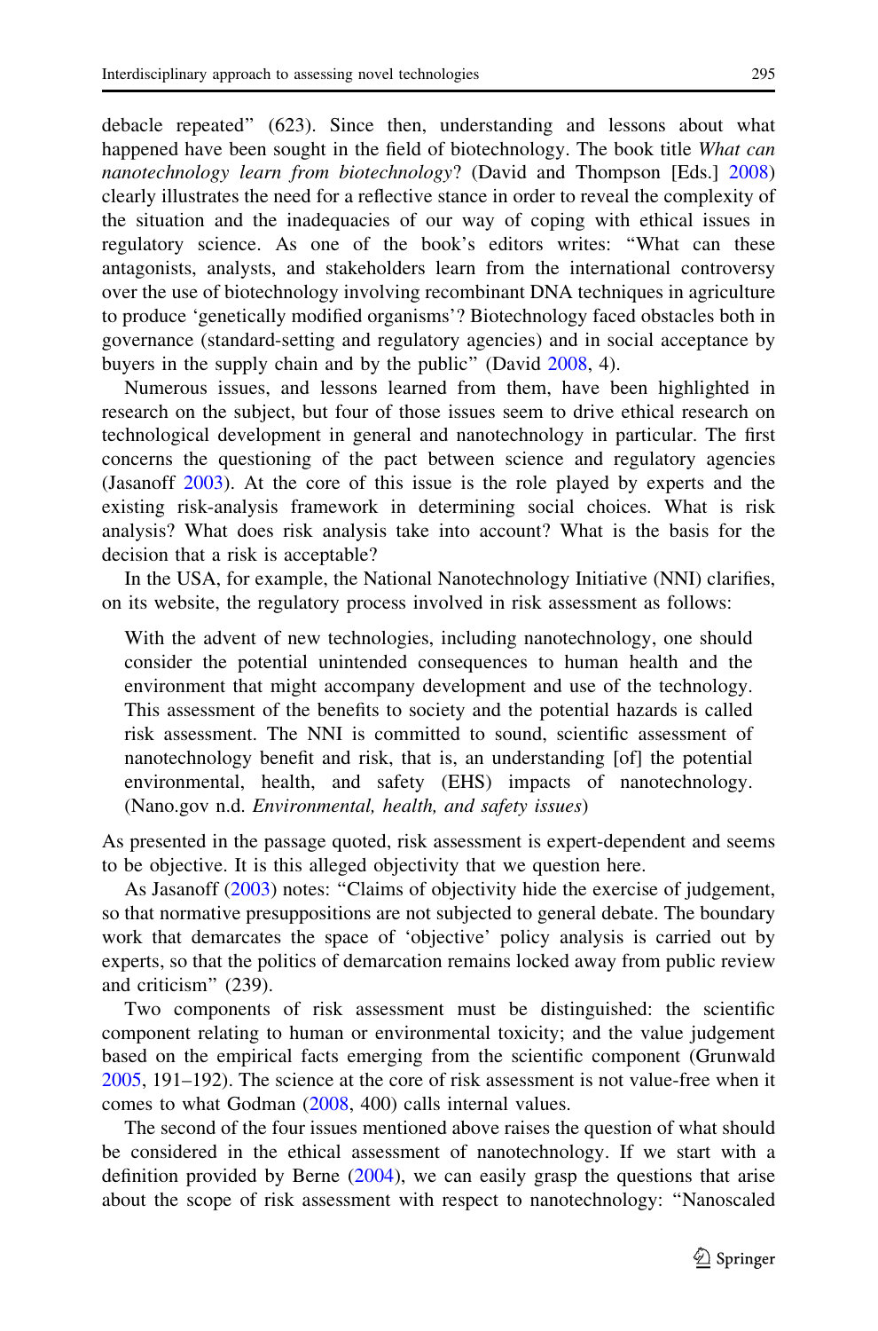debacle repeated" (623). Since then, understanding and lessons about what happened have been sought in the field of biotechnology. The book title *What can nanotechnology learn from biotechnology*? (David and Thompson [Eds.] 2008) clearly illustrates the need for a reflective stance in order to reveal the complexity of the situation and the inadequacies of our way of coping with ethical issues in regulatory science. As one of the book's editors writes: "What can these antagonists, analysts, and stakeholders learn from the international controversy over the use of biotechnology involving recombinant DNA techniques in agriculture to produce 'genetically modified organisms'? Biotechnology faced obstacles both in governance (standard-setting and regulatory agencies) and in social acceptance by buyers in the supply chain and by the public" (David 2008, 4).

Numerous issues, and lessons learned from them, have been highlighted in research on the subject, but four of those issues seem to drive ethical research on technological development in general and nanotechnology in particular. The first concerns the questioning of the pact between science and regulatory agencies (Jasanoff 2003). At the core of this issue is the role played by experts and the existing risk-analysis framework in determining social choices. What is risk analysis? What does risk analysis take into account? What is the basis for the decision that a risk is acceptable?

In the USA, for example, the National Nanotechnology Initiative (NNI) clarifies, on its website, the regulatory process involved in risk assessment as follows:

> With the advent of new technologies, including nanotechnology, one should consider the potential unintended consequences to human health and the environment that might accompany development and use of the technology. This assessment of the benefits to society and the potential hazards is called risk assessment. The NNI is committed to sound, scientific assessment of nanotechnology benefit and risk, that is, an understanding [of] the potential environmental, health, and safety (EHS) impacts of nanotechnology. (Nano.gov n.d. *Environmental, health, and safety issues*)

As presented in the passage quoted, risk assessment is expert-dependent and seems to be objective. It is this alleged objectivity that we question here.

As Jasanoff (2003) notes: "Claims of objectivity hide the exercise of judgement, so that normative presuppositions are not subjected to general debate. The boundary work that demarcates the space of 'objective' policy analysis is carried out by experts, so that the politics of demarcation remains locked away from public review and criticism" (239).

Two components of risk assessment must be distinguished: the scientific component relating to human or environmental toxicity; and the value judgement based on the empirical facts emerging from the scientific component (Grunwald 2005, 191–192). The science at the core of risk assessment is not value-free when it comes to what Godman (2008, 400) calls internal values.

The second of the four issues mentioned above raises the question of what should be considered in the ethical assessment of nanotechnology. If we start with a definition provided by Berne (2004), we can easily grasp the questions that arise about the scope of risk assessment with respect to nanotechnology: "Nanoscaled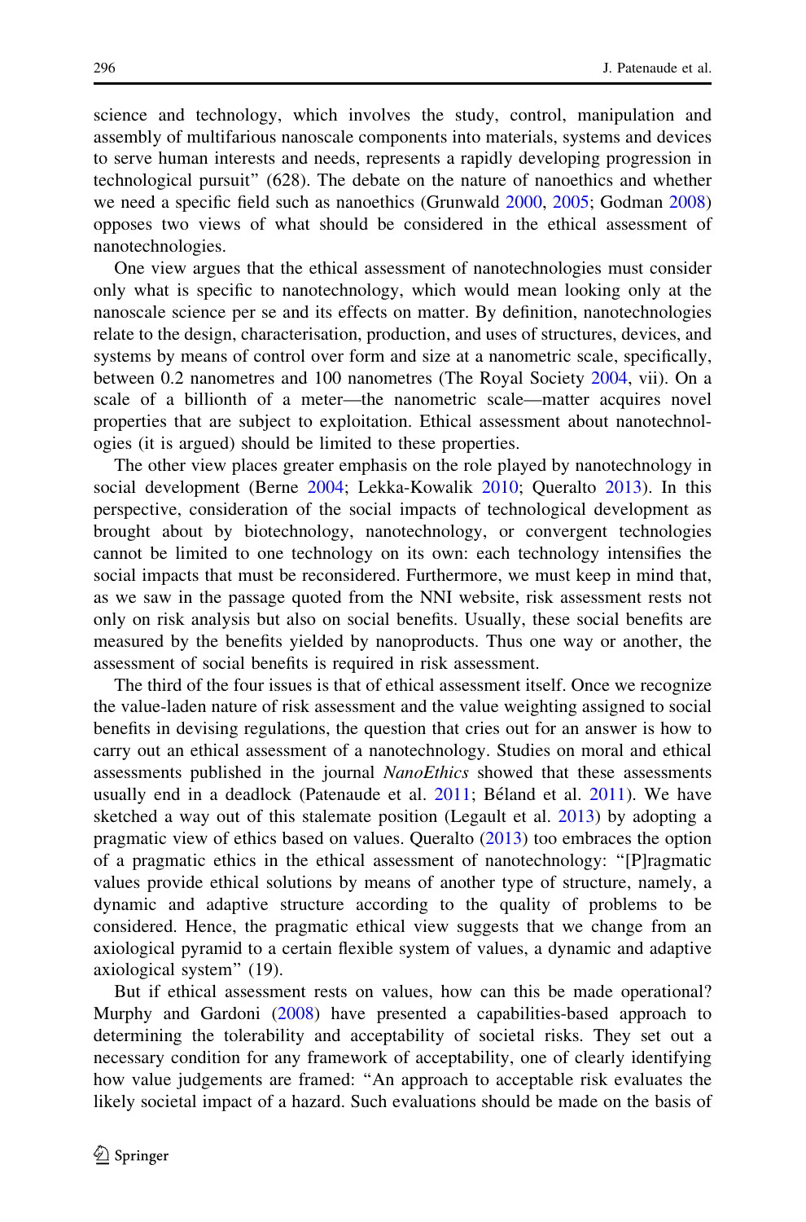science and technology, which involves the study, control, manipulation and assembly of multifarious nanoscale components into materials, systems and devices to serve human interests and needs, represents a rapidly developing progression in technological pursuit" (628). The debate on the nature of nanoethics and whether we need a specific field such as nanoethics (Grunwald 2000, 2005; Godman 2008) opposes two views of what should be considered in the ethical assessment of nanotechnologies.

One view argues that the ethical assessment of nanotechnologies must consider only what is specific to nanotechnology, which would mean looking only at the nanoscale science per se and its effects on matter. By definition, nanotechnologies relate to the design, characterisation, production, and uses of structures, devices, and systems by means of control over form and size at a nanometric scale, specifically, between 0.2 nanometres and 100 nanometres (The Royal Society 2004, vii). On a scale of a billionth of a meter—the nanometric scale—matter acquires novel properties that are subject to exploitation. Ethical assessment about nanotechnologies (it is argued) should be limited to these properties.

The other view places greater emphasis on the role played by nanotechnology in social development (Berne 2004; Lekka-Kowalik 2010; Queralto 2013). In this perspective, consideration of the social impacts of technological development as brought about by biotechnology, nanotechnology, or convergent technologies cannot be limited to one technology on its own: each technology intensifies the social impacts that must be reconsidered. Furthermore, we must keep in mind that, as we saw in the passage quoted from the NNI website, risk assessment rests not only on risk analysis but also on social benefits. Usually, these social benefits are measured by the benefits yielded by nanoproducts. Thus one way or another, the assessment of social benefits is required in risk assessment.

The third of the four issues is that of ethical assessment itself. Once we recognize the value-laden nature of risk assessment and the value weighting assigned to social benefits in devising regulations, the question that cries out for an answer is how to carry out an ethical assessment of a nanotechnology. Studies on moral and ethical assessments published in the journal *NanoEthics* showed that these assessments usually end in a deadlock (Patenaude et al. 2011; Béland et al. 2011). We have sketched a way out of this stalemate position (Legault et al. 2013) by adopting a pragmatic view of ethics based on values. Queralto (2013) too embraces the option of a pragmatic ethics in the ethical assessment of nanotechnology: "[P]ragmatic values provide ethical solutions by means of another type of structure, namely, a dynamic and adaptive structure according to the quality of problems to be considered. Hence, the pragmatic ethical view suggests that we change from an axiological pyramid to a certain flexible system of values, a dynamic and adaptive axiological system" (19).

But if ethical assessment rests on values, how can this be made operational? Murphy and Gardoni (2008) have presented a capabilities-based approach to determining the tolerability and acceptability of societal risks. They set out a necessary condition for any framework of acceptability, one of clearly identifying how value judgements are framed: "An approach to acceptable risk evaluates the likely societal impact of a hazard. Such evaluations should be made on the basis of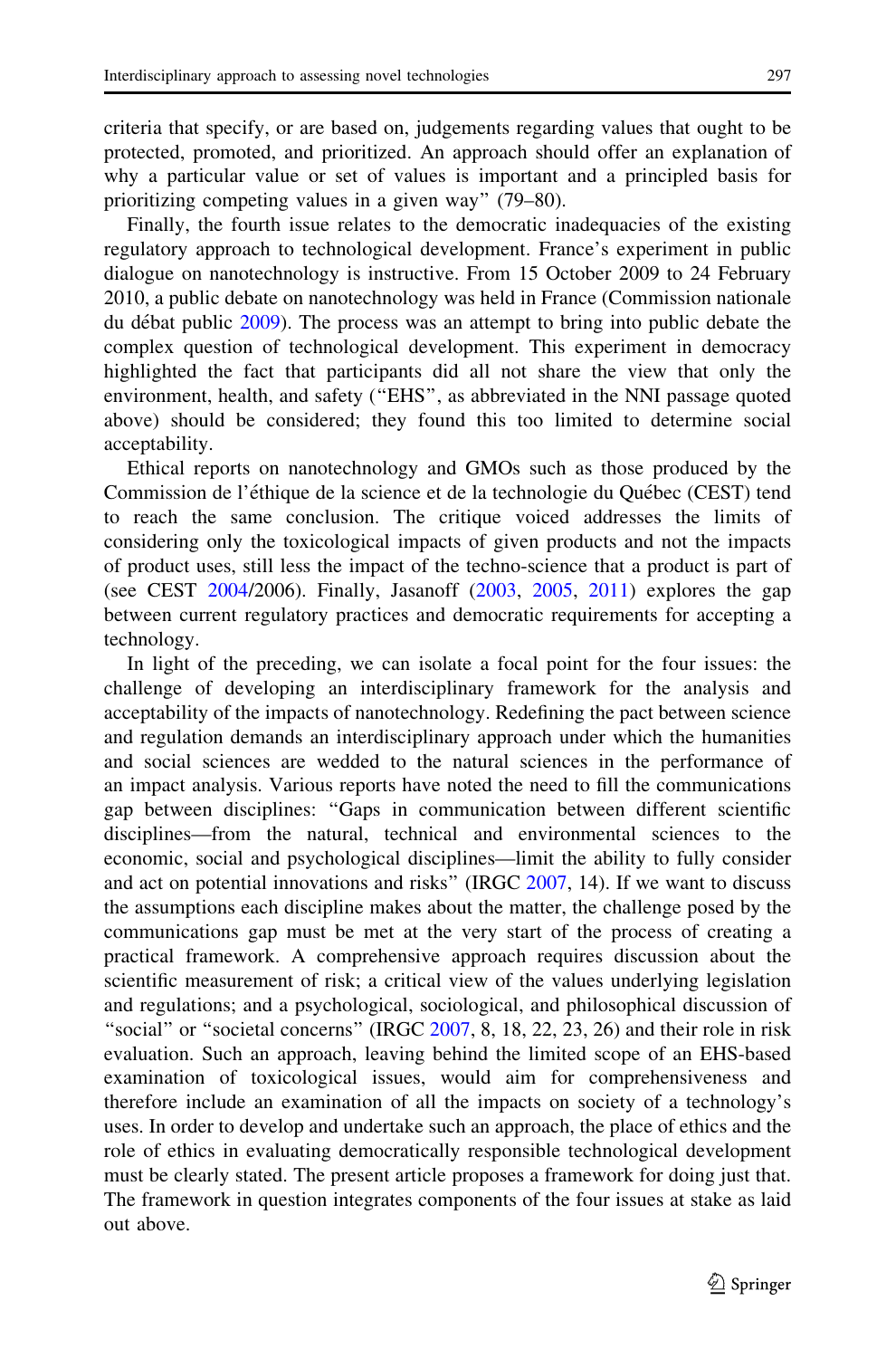criteria that specify, or are based on, judgements regarding values that ought to be protected, promoted, and prioritized. An approach should offer an explanation of why a particular value or set of values is important and a principled basis for prioritizing competing values in a given way" (79–80).

Finally, the fourth issue relates to the democratic inadequacies of the existing regulatory approach to technological development. France's experiment in public dialogue on nanotechnology is instructive. From 15 October 2009 to 24 February 2010, a public debate on nanotechnology was held in France (Commission nationale du débat public 2009). The process was an attempt to bring into public debate the complex question of technological development. This experiment in democracy highlighted the fact that participants did all not share the view that only the environment, health, and safety ("EHS", as abbreviated in the NNI passage quoted above) should be considered; they found this too limited to determine social acceptability.

Ethical reports on nanotechnology and GMOs such as those produced by the Commission de l'éthique de la science et de la technologie du Québec (CEST) tend to reach the same conclusion. The critique voiced addresses the limits of considering only the toxicological impacts of given products and not the impacts of product uses, still less the impact of the techno-science that a product is part of (see CEST 2004/2006). Finally, Jasanoff (2003, 2005, 2011) explores the gap between current regulatory practices and democratic requirements for accepting a technology.

In light of the preceding, we can isolate a focal point for the four issues: the challenge of developing an interdisciplinary framework for the analysis and acceptability of the impacts of nanotechnology. Redefining the pact between science and regulation demands an interdisciplinary approach under which the humanities and social sciences are wedded to the natural sciences in the performance of an impact analysis. Various reports have noted the need to fill the communications gap between disciplines: "Gaps in communication between different scientific disciplines—from the natural, technical and environmental sciences to the economic, social and psychological disciplines—limit the ability to fully consider and act on potential innovations and risks" (IRGC 2007, 14). If we want to discuss the assumptions each discipline makes about the matter, the challenge posed by the communications gap must be met at the very start of the process of creating a practical framework. A comprehensive approach requires discussion about the scientific measurement of risk; a critical view of the values underlying legislation and regulations; and a psychological, sociological, and philosophical discussion of "social" or "societal concerns" (IRGC 2007, 8, 18, 22, 23, 26) and their role in risk evaluation. Such an approach, leaving behind the limited scope of an EHS-based examination of toxicological issues, would aim for comprehensiveness and therefore include an examination of all the impacts on society of a technology's uses. In order to develop and undertake such an approach, the place of ethics and the role of ethics in evaluating democratically responsible technological development must be clearly stated. The present article proposes a framework for doing just that. The framework in question integrates components of the four issues at stake as laid out above.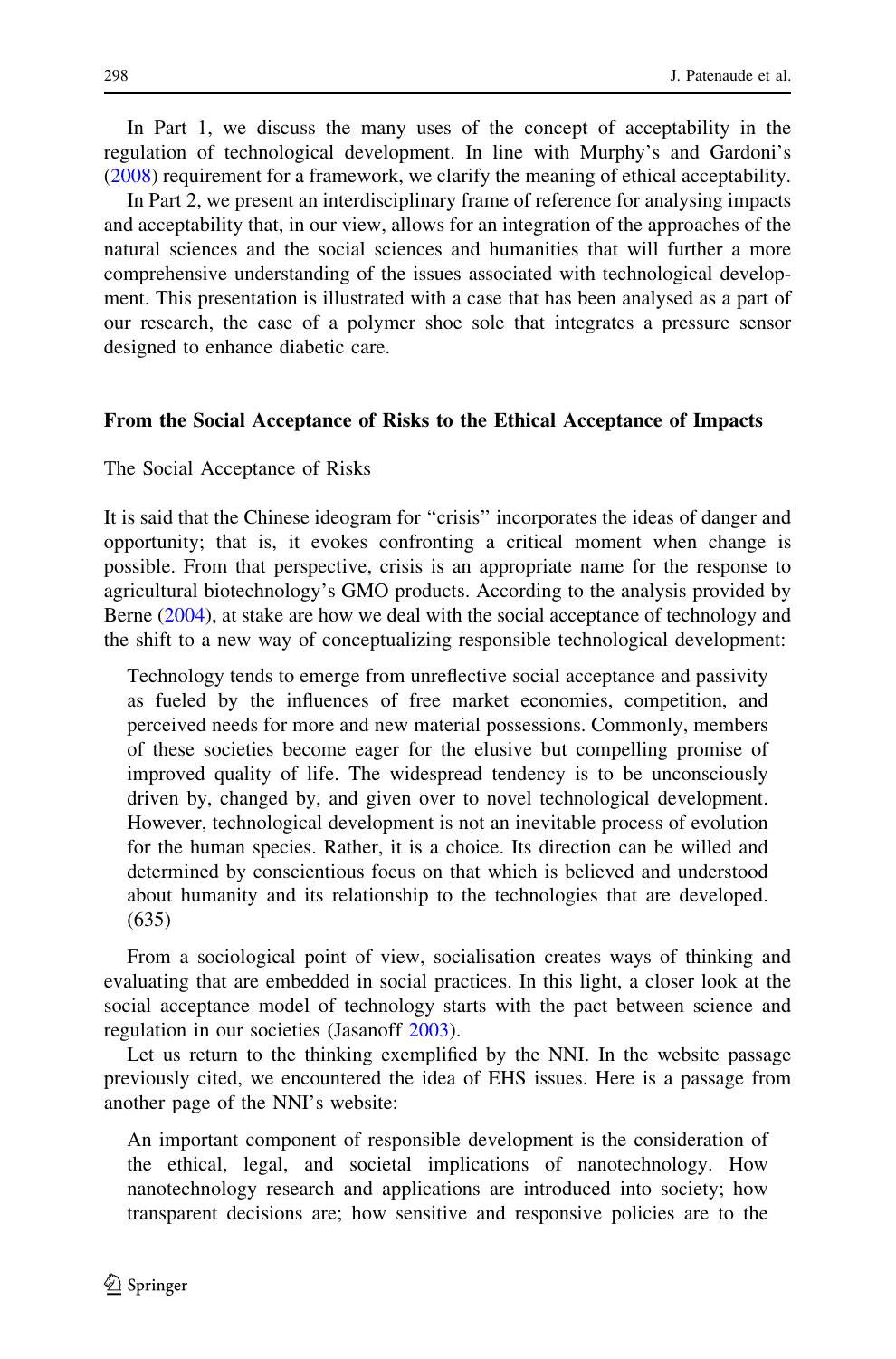In Part 1, we discuss the many uses of the concept of acceptability in the regulation of technological development. In line with Murphy's and Gardoni's (2008) requirement for a framework, we clarify the meaning of ethical acceptability.

In Part 2, we present an interdisciplinary frame of reference for analysing impacts and acceptability that, in our view, allows for an integration of the approaches of the natural sciences and the social sciences and humanities that will further a more comprehensive understanding of the issues associated with technological development. This presentation is illustrated with a case that has been analysed as a part of our research, the case of a polymer shoe sole that integrates a pressure sensor designed to enhance diabetic care.

## From the Social Acceptance of Risks to the Ethical Acceptance of Impacts

### The Social Acceptance of Risks

It is said that the Chinese ideogram for "crisis" incorporates the ideas of danger and opportunity; that is, it evokes confronting a critical moment when change is possible. From that perspective, crisis is an appropriate name for the response to agricultural biotechnology's GMO products. According to the analysis provided by Berne (2004), at stake are how we deal with the social acceptance of technology and the shift to a new way of conceptualizing responsible technological development:

> Technology tends to emerge from unreflective social acceptance and passivity as fueled by the influences of free market economies, competition, and perceived needs for more and new material possessions. Commonly, members of these societies become eager for the elusive but compelling promise of improved quality of life. The widespread tendency is to be unconsciously driven by, changed by, and given over to novel technological development. However, technological development is not an inevitable process of evolution for the human species. Rather, it is a choice. Its direction can be willed and determined by conscientious focus on that which is believed and understood about humanity and its relationship to the technologies that are developed. (635)

From a sociological point of view, socialisation creates ways of thinking and evaluating that are embedded in social practices. In this light, a closer look at the social acceptance model of technology starts with the pact between science and regulation in our societies (Jasanoff 2003).

Let us return to the thinking exemplified by the NNI. In the website passage previously cited, we encountered the idea of EHS issues. Here is a passage from another page of the NNI's website:

> An important component of responsible development is the consideration of the ethical, legal, and societal implications of nanotechnology. How nanotechnology research and applications are introduced into society; how transparent decisions are; how sensitive and responsive policies are to the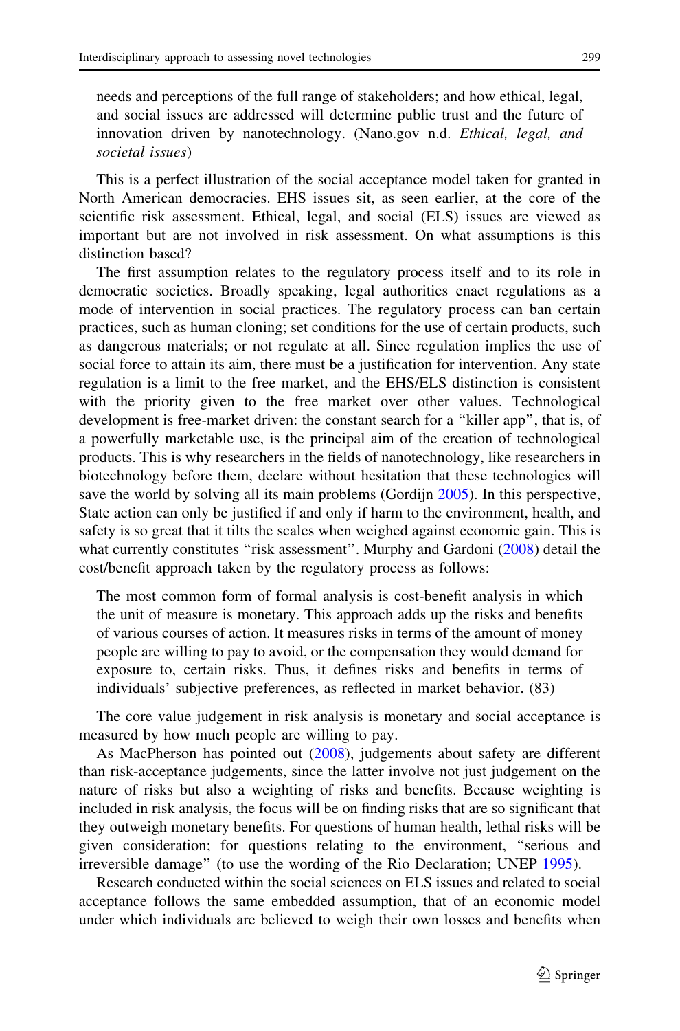> needs and perceptions of the full range of stakeholders; and how ethical, legal, and social issues are addressed will determine public trust and the future of innovation driven by nanotechnology. (Nano.gov n.d. *Ethical, legal, and societal issues*)

This is a perfect illustration of the social acceptance model taken for granted in North American democracies. EHS issues sit, as seen earlier, at the core of the scientific risk assessment. Ethical, legal, and social (ELS) issues are viewed as important but are not involved in risk assessment. On what assumptions is this distinction based?

The first assumption relates to the regulatory process itself and to its role in democratic societies. Broadly speaking, legal authorities enact regulations as a mode of intervention in social practices. The regulatory process can ban certain practices, such as human cloning; set conditions for the use of certain products, such as dangerous materials; or not regulate at all. Since regulation implies the use of social force to attain its aim, there must be a justification for intervention. Any state regulation is a limit to the free market, and the EHS/ELS distinction is consistent with the priority given to the free market over other values. Technological development is free-market driven: the constant search for a "killer app", that is, of a powerfully marketable use, is the principal aim of the creation of technological products. This is why researchers in the fields of nanotechnology, like researchers in biotechnology before them, declare without hesitation that these technologies will save the world by solving all its main problems (Gordijn 2005). In this perspective, State action can only be justified if and only if harm to the environment, health, and safety is so great that it tilts the scales when weighed against economic gain. This is what currently constitutes "risk assessment". Murphy and Gardoni (2008) detail the cost/benefit approach taken by the regulatory process as follows:

> The most common form of formal analysis is cost-benefit analysis in which the unit of measure is monetary. This approach adds up the risks and benefits of various courses of action. It measures risks in terms of the amount of money people are willing to pay to avoid, or the compensation they would demand for exposure to, certain risks. Thus, it defines risks and benefits in terms of individuals' subjective preferences, as reflected in market behavior. (83)

The core value judgement in risk analysis is monetary and social acceptance is measured by how much people are willing to pay.

As MacPherson has pointed out (2008), judgements about safety are different than risk-acceptance judgements, since the latter involve not just judgement on the nature of risks but also a weighting of risks and benefits. Because weighting is included in risk analysis, the focus will be on finding risks that are so significant that they outweigh monetary benefits. For questions of human health, lethal risks will be given consideration; for questions relating to the environment, "serious and irreversible damage" (to use the wording of the Rio Declaration; UNEP 1995).

Research conducted within the social sciences on ELS issues and related to social acceptance follows the same embedded assumption, that of an economic model under which individuals are believed to weigh their own losses and benefits when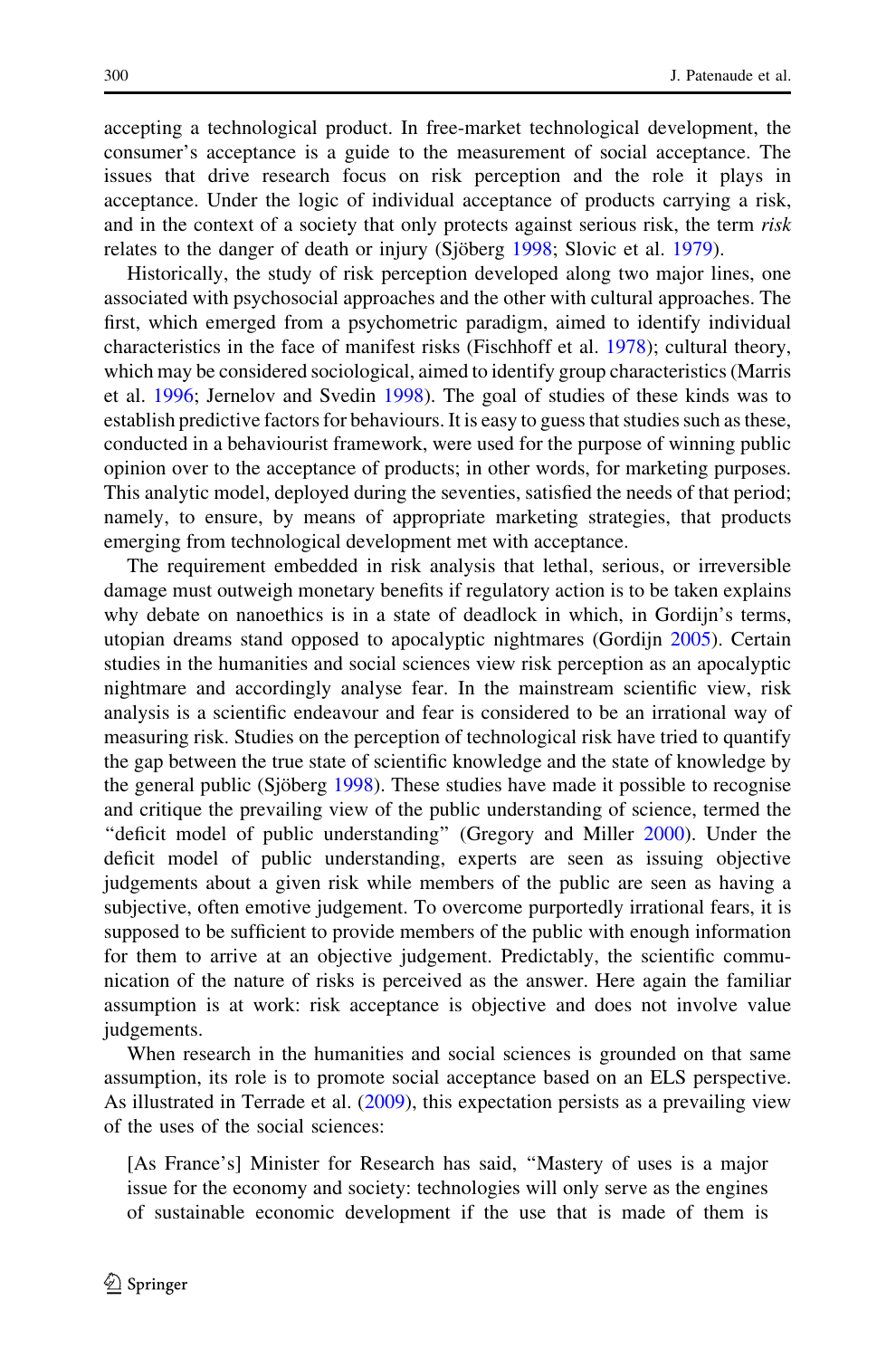accepting a technological product. In free-market technological development, the consumer's acceptance is a guide to the measurement of social acceptance. The issues that drive research focus on risk perception and the role it plays in acceptance. Under the logic of individual acceptance of products carrying a risk, and in the context of a society that only protects against serious risk, the term *risk* relates to the danger of death or injury (Sjöberg 1998; Slovic et al. 1979).

Historically, the study of risk perception developed along two major lines, one associated with psychosocial approaches and the other with cultural approaches. The first, which emerged from a psychometric paradigm, aimed to identify individual characteristics in the face of manifest risks (Fischhoff et al. 1978); cultural theory, which may be considered sociological, aimed to identify group characteristics (Marris et al. 1996; Jernelov and Svedin 1998). The goal of studies of these kinds was to establish predictive factors for behaviours. It is easy to guess that studies such as these, conducted in a behaviourist framework, were used for the purpose of winning public opinion over to the acceptance of products; in other words, for marketing purposes. This analytic model, deployed during the seventies, satisfied the needs of that period; namely, to ensure, by means of appropriate marketing strategies, that products emerging from technological development met with acceptance.

The requirement embedded in risk analysis that lethal, serious, or irreversible damage must outweigh monetary benefits if regulatory action is to be taken explains why debate on nanoethics is in a state of deadlock in which, in Gordijn's terms, utopian dreams stand opposed to apocalyptic nightmares (Gordijn 2005). Certain studies in the humanities and social sciences view risk perception as an apocalyptic nightmare and accordingly analyse fear. In the mainstream scientific view, risk analysis is a scientific endeavour and fear is considered to be an irrational way of measuring risk. Studies on the perception of technological risk have tried to quantify the gap between the true state of scientific knowledge and the state of knowledge by the general public (Sjöberg 1998). These studies have made it possible to recognise and critique the prevailing view of the public understanding of science, termed the "deficit model of public understanding" (Gregory and Miller 2000). Under the deficit model of public understanding, experts are seen as issuing objective judgements about a given risk while members of the public are seen as having a subjective, often emotive judgement. To overcome purportedly irrational fears, it is supposed to be sufficient to provide members of the public with enough information for them to arrive at an objective judgement. Predictably, the scientific communication of the nature of risks is perceived as the answer. Here again the familiar assumption is at work: risk acceptance is objective and does not involve value judgements.

When research in the humanities and social sciences is grounded on that same assumption, its role is to promote social acceptance based on an ELS perspective. As illustrated in Terrade et al. (2009), this expectation persists as a prevailing view of the uses of the social sciences:

> [As France's] Minister for Research has said, "Mastery of uses is a major issue for the economy and society: technologies will only serve as the engines of sustainable economic development if the use that is made of them is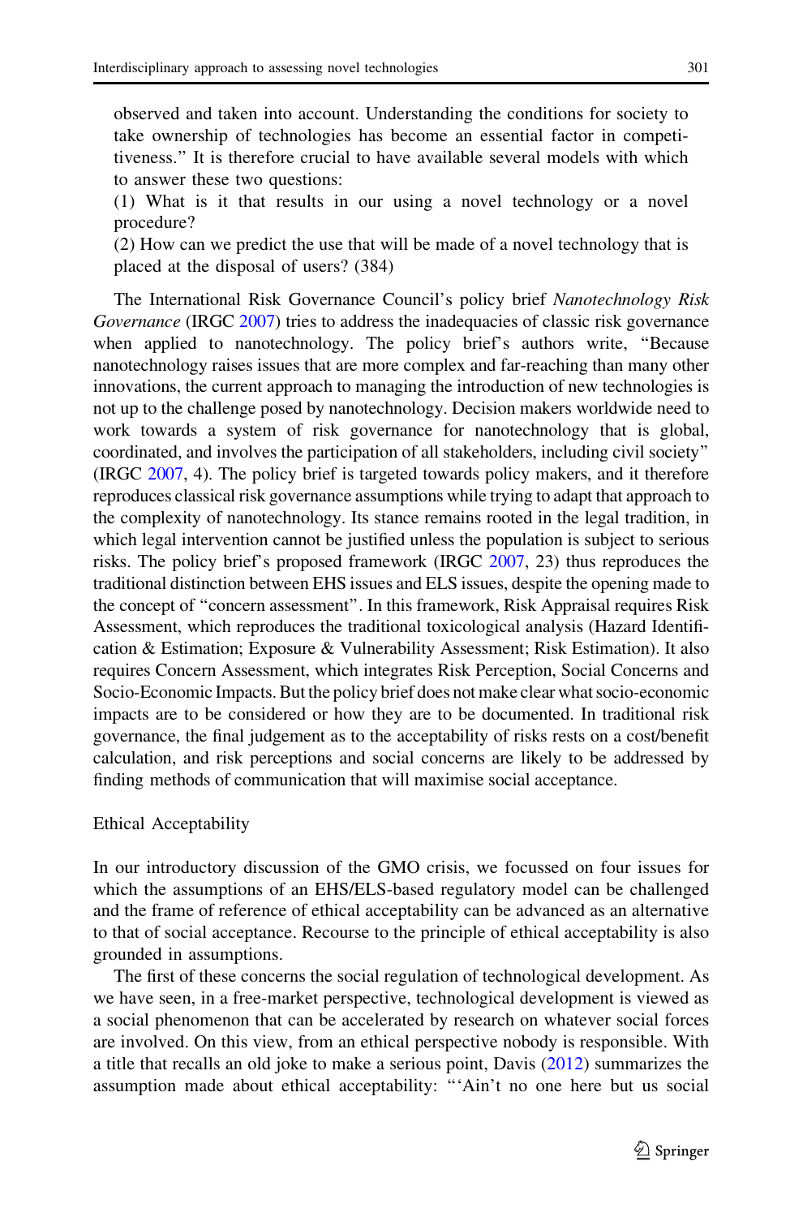observed and taken into account. Understanding the conditions for society to take ownership of technologies has become an essential factor in competitiveness." It is therefore crucial to have available several models with which to answer these two questions:

(1) What is it that results in our using a novel technology or a novel procedure?

(2) How can we predict the use that will be made of a novel technology that is placed at the disposal of users? (384)

The International Risk Governance Council's policy brief *Nanotechnology Risk Governance* (IRGC 2007) tries to address the inadequacies of classic risk governance when applied to nanotechnology. The policy brief's authors write, "Because nanotechnology raises issues that are more complex and far-reaching than many other innovations, the current approach to managing the introduction of new technologies is not up to the challenge posed by nanotechnology. Decision makers worldwide need to work towards a system of risk governance for nanotechnology that is global, coordinated, and involves the participation of all stakeholders, including civil society" (IRGC 2007, 4). The policy brief is targeted towards policy makers, and it therefore reproduces classical risk governance assumptions while trying to adapt that approach to the complexity of nanotechnology. Its stance remains rooted in the legal tradition, in which legal intervention cannot be justified unless the population is subject to serious risks. The policy brief's proposed framework (IRGC 2007, 23) thus reproduces the traditional distinction between EHS issues and ELS issues, despite the opening made to the concept of "concern assessment". In this framework, Risk Appraisal requires Risk Assessment, which reproduces the traditional toxicological analysis (Hazard Identification & Estimation; Exposure & Vulnerability Assessment; Risk Estimation). It also requires Concern Assessment, which integrates Risk Perception, Social Concerns and Socio-Economic Impacts. But the policy brief does not make clear what socio-economic impacts are to be considered or how they are to be documented. In traditional risk governance, the final judgement as to the acceptability of risks rests on a cost/benefit calculation, and risk perceptions and social concerns are likely to be addressed by finding methods of communication that will maximise social acceptance.

### Ethical Acceptability

In our introductory discussion of the GMO crisis, we focussed on four issues for which the assumptions of an EHS/ELS-based regulatory model can be challenged and the frame of reference of ethical acceptability can be advanced as an alternative to that of social acceptance. Recourse to the principle of ethical acceptability is also grounded in assumptions.

The first of these concerns the social regulation of technological development. As we have seen, in a free-market perspective, technological development is viewed as a social phenomenon that can be accelerated by research on whatever social forces are involved. On this view, from an ethical perspective nobody is responsible. With a title that recalls an old joke to make a serious point, Davis (2012) summarizes the assumption made about ethical acceptability: "'Ain't no one here but us social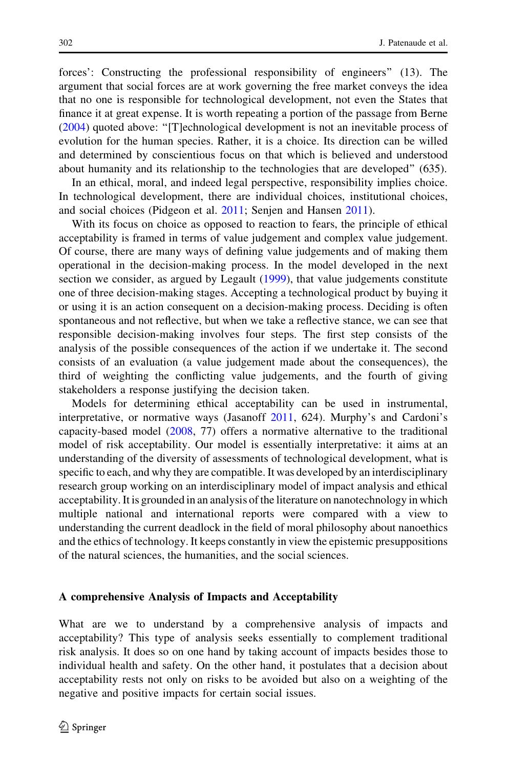forces': Constructing the professional responsibility of engineers" (13). The argument that social forces are at work governing the free market conveys the idea that no one is responsible for technological development, not even the States that finance it at great expense. It is worth repeating a portion of the passage from Berne (2004) quoted above: "[T]echnological development is not an inevitable process of evolution for the human species. Rather, it is a choice. Its direction can be willed and determined by conscientious focus on that which is believed and understood about humanity and its relationship to the technologies that are developed" (635).

In an ethical, moral, and indeed legal perspective, responsibility implies choice. In technological development, there are individual choices, institutional choices, and social choices (Pidgeon et al. 2011; Senjen and Hansen 2011).

With its focus on choice as opposed to reaction to fears, the principle of ethical acceptability is framed in terms of value judgement and complex value judgement. Of course, there are many ways of defining value judgements and of making them operational in the decision-making process. In the model developed in the next section we consider, as argued by Legault (1999), that value judgements constitute one of three decision-making stages. Accepting a technological product by buying it or using it is an action consequent on a decision-making process. Deciding is often spontaneous and not reflective, but when we take a reflective stance, we can see that responsible decision-making involves four steps. The first step consists of the analysis of the possible consequences of the action if we undertake it. The second consists of an evaluation (a value judgement made about the consequences), the third of weighting the conflicting value judgements, and the fourth of giving stakeholders a response justifying the decision taken.

Models for determining ethical acceptability can be used in instrumental, interpretative, or normative ways (Jasanoff 2011, 624). Murphy's and Cardoni's capacity-based model (2008, 77) offers a normative alternative to the traditional model of risk acceptability. Our model is essentially interpretative: it aims at an understanding of the diversity of assessments of technological development, what is specific to each, and why they are compatible. It was developed by an interdisciplinary research group working on an interdisciplinary model of impact analysis and ethical acceptability. It is grounded in an analysis of the literature on nanotechnology in which multiple national and international reports were compared with a view to understanding the current deadlock in the field of moral philosophy about nanoethics and the ethics of technology. It keeps constantly in view the epistemic presuppositions of the natural sciences, the humanities, and the social sciences.

### A comprehensive Analysis of Impacts and Acceptability

What are we to understand by a comprehensive analysis of impacts and acceptability? This type of analysis seeks essentially to complement traditional risk analysis. It does so on one hand by taking account of impacts besides those to individual health and safety. On the other hand, it postulates that a decision about acceptability rests not only on risks to be avoided but also on a weighting of the negative and positive impacts for certain social issues.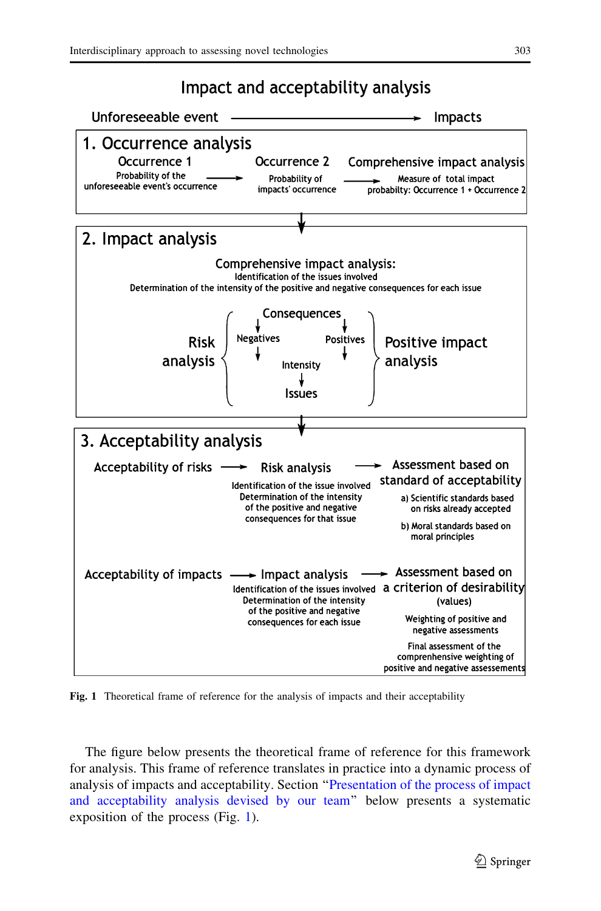# Impact and acceptability analysis

Unforeseeable event → Impacts

## 1. Occurrence analysis

**Occurrence 1** — Probability of the unforeseeable event's occurrence → **Occurrence 2** — Probability of impacts' occurrence → **Comprehensive impact analysis** — Measure of total impact probabilty: Occurrence 1 + Occurrence 2

↓

## 2. Impact analysis

**Comprehensive impact analysis:**
Identification of the issues involved
Determination of the intensity of the positive and negative consequences for each issue

Risk analysis { Consequences → Negatives / Positives → Intensity → Issues } Positive impact analysis

↓

## 3. Acceptability analysis

Acceptability of risks → **Risk analysis** → **Assessment based on standard of acceptability**

Risk analysis:
Identification of the issue involved
Determination of the intensity of the positive and negative consequences for that issue

Assessment based on standard of acceptability:
a) Scientific standards based on risks already accepted
b) Moral standards based on moral principles

Acceptability of impacts → **Impact analysis** → **Assessment based on a criterion of desirability (values)**

Impact analysis:
Identification of the issues involved
Determination of the intensity of the positive and negative consequences for each issue

Assessment based on a criterion of desirability (values):
Weighting of positive and negative assessments
Final assessment of the comprehensive weighting of positive and negative assessements

**Fig. 1** Theoretical frame of reference for the analysis of impacts and their acceptability

The figure below presents the theoretical frame of reference for this framework for analysis. This frame of reference translates in practice into a dynamic process of analysis of impacts and acceptability. Section "Presentation of the process of impact and acceptability analysis devised by our team" below presents a systematic exposition of the process (Fig. 1).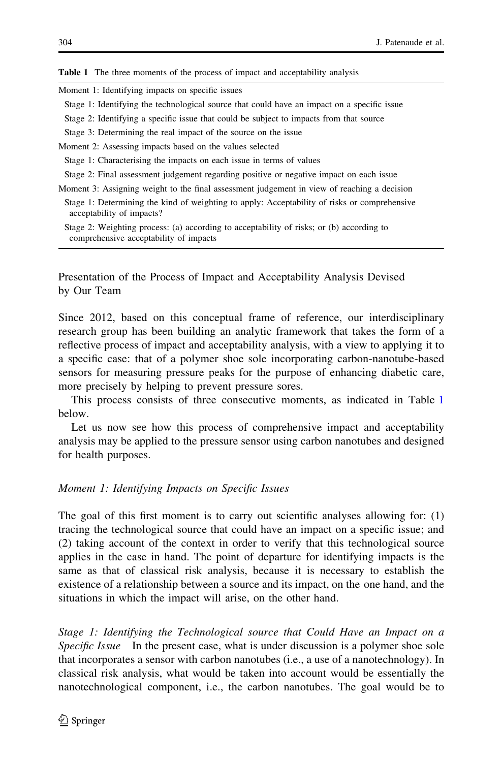**Table 1** The three moments of the process of impact and acceptability analysis

| |
|---|
| Moment 1: Identifying impacts on specific issues |
| Stage 1: Identifying the technological source that could have an impact on a specific issue |
| Stage 2: Identifying a specific issue that could be subject to impacts from that source |
| Stage 3: Determining the real impact of the source on the issue |
| Moment 2: Assessing impacts based on the values selected |
| Stage 1: Characterising the impacts on each issue in terms of values |
| Stage 2: Final assessment judgement regarding positive or negative impact on each issue |
| Moment 3: Assigning weight to the final assessment judgement in view of reaching a decision |
| Stage 1: Determining the kind of weighting to apply: Acceptability of risks or comprehensive acceptability of impacts? |
| Stage 2: Weighting process: (a) according to acceptability of risks; or (b) according to comprehensive acceptability of impacts |

## Presentation of the Process of Impact and Acceptability Analysis Devised by Our Team

Since 2012, based on this conceptual frame of reference, our interdisciplinary research group has been building an analytic framework that takes the form of a reflective process of impact and acceptability analysis, with a view to applying it to a specific case: that of a polymer shoe sole incorporating carbon-nanotube-based sensors for measuring pressure peaks for the purpose of enhancing diabetic care, more precisely by helping to prevent pressure sores.

This process consists of three consecutive moments, as indicated in Table 1 below.

Let us now see how this process of comprehensive impact and acceptability analysis may be applied to the pressure sensor using carbon nanotubes and designed for health purposes.

### *Moment 1: Identifying Impacts on Specific Issues*

The goal of this first moment is to carry out scientific analyses allowing for: (1) tracing the technological source that could have an impact on a specific issue; and (2) taking account of the context in order to verify that this technological source applies in the case in hand. The point of departure for identifying impacts is the same as that of classical risk analysis, because it is necessary to establish the existence of a relationship between a source and its impact, on the one hand, and the situations in which the impact will arise, on the other hand.

*Stage 1: Identifying the Technological source that Could Have an Impact on a Specific Issue* In the present case, what is under discussion is a polymer shoe sole that incorporates a sensor with carbon nanotubes (i.e., a use of a nanotechnology). In classical risk analysis, what would be taken into account would be essentially the nanotechnological component, i.e., the carbon nanotubes. The goal would be to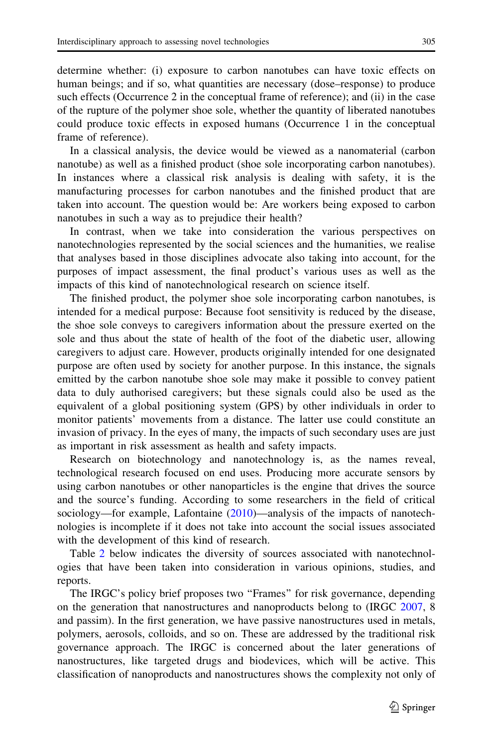determine whether: (i) exposure to carbon nanotubes can have toxic effects on human beings; and if so, what quantities are necessary (dose–response) to produce such effects (Occurrence 2 in the conceptual frame of reference); and (ii) in the case of the rupture of the polymer shoe sole, whether the quantity of liberated nanotubes could produce toxic effects in exposed humans (Occurrence 1 in the conceptual frame of reference).

In a classical analysis, the device would be viewed as a nanomaterial (carbon nanotube) as well as a finished product (shoe sole incorporating carbon nanotubes). In instances where a classical risk analysis is dealing with safety, it is the manufacturing processes for carbon nanotubes and the finished product that are taken into account. The question would be: Are workers being exposed to carbon nanotubes in such a way as to prejudice their health?

In contrast, when we take into consideration the various perspectives on nanotechnologies represented by the social sciences and the humanities, we realise that analyses based in those disciplines advocate also taking into account, for the purposes of impact assessment, the final product's various uses as well as the impacts of this kind of nanotechnological research on science itself.

The finished product, the polymer shoe sole incorporating carbon nanotubes, is intended for a medical purpose: Because foot sensitivity is reduced by the disease, the shoe sole conveys to caregivers information about the pressure exerted on the sole and thus about the state of health of the foot of the diabetic user, allowing caregivers to adjust care. However, products originally intended for one designated purpose are often used by society for another purpose. In this instance, the signals emitted by the carbon nanotube shoe sole may make it possible to convey patient data to duly authorised caregivers; but these signals could also be used as the equivalent of a global positioning system (GPS) by other individuals in order to monitor patients' movements from a distance. The latter use could constitute an invasion of privacy. In the eyes of many, the impacts of such secondary uses are just as important in risk assessment as health and safety impacts.

Research on biotechnology and nanotechnology is, as the names reveal, technological research focused on end uses. Producing more accurate sensors by using carbon nanotubes or other nanoparticles is the engine that drives the source and the source's funding. According to some researchers in the field of critical sociology—for example, Lafontaine (2010)—analysis of the impacts of nanotechnologies is incomplete if it does not take into account the social issues associated with the development of this kind of research.

Table 2 below indicates the diversity of sources associated with nanotechnologies that have been taken into consideration in various opinions, studies, and reports.

The IRGC's policy brief proposes two "Frames" for risk governance, depending on the generation that nanostructures and nanoproducts belong to (IRGC 2007, 8 and passim). In the first generation, we have passive nanostructures used in metals, polymers, aerosols, colloids, and so on. These are addressed by the traditional risk governance approach. The IRGC is concerned about the later generations of nanostructures, like targeted drugs and biodevices, which will be active. This classification of nanoproducts and nanostructures shows the complexity not only of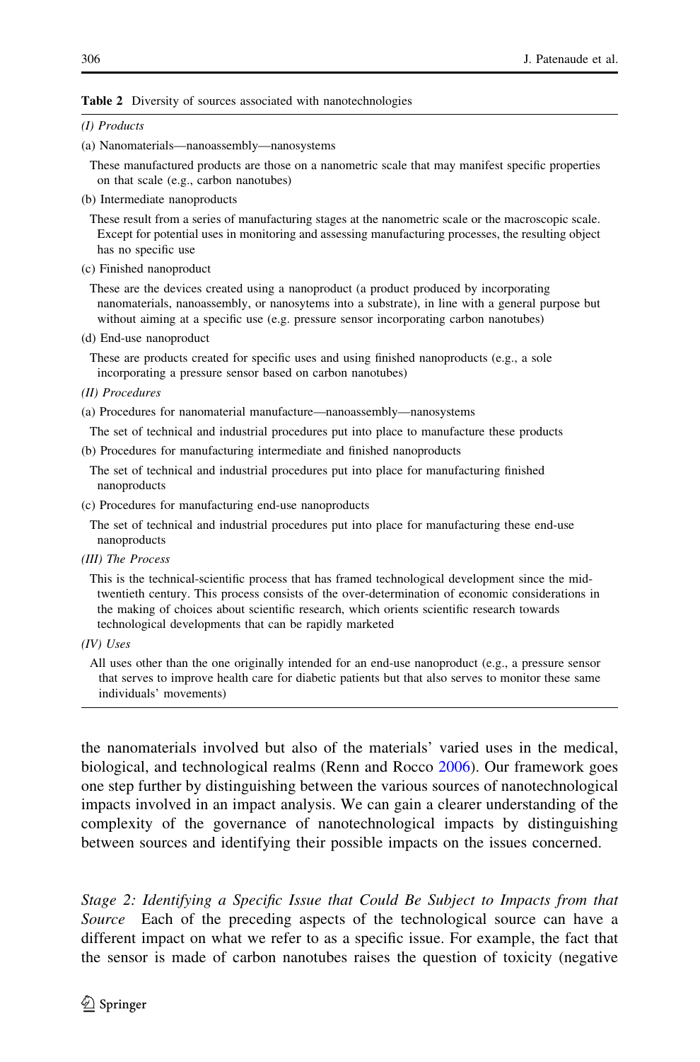**Table 2** Diversity of sources associated with nanotechnologies

*(I) Products*

(a) Nanomaterials—nanoassembly—nanosystems

These manufactured products are those on a nanometric scale that may manifest specific properties on that scale (e.g., carbon nanotubes)

(b) Intermediate nanoproducts

These result from a series of manufacturing stages at the nanometric scale or the macroscopic scale. Except for potential uses in monitoring and assessing manufacturing processes, the resulting object has no specific use

(c) Finished nanoproduct

These are the devices created using a nanoproduct (a product produced by incorporating nanomaterials, nanoassembly, or nanosytems into a substrate), in line with a general purpose but without aiming at a specific use (e.g. pressure sensor incorporating carbon nanotubes)

(d) End-use nanoproduct

These are products created for specific uses and using finished nanoproducts (e.g., a sole incorporating a pressure sensor based on carbon nanotubes)

*(II) Procedures*

(a) Procedures for nanomaterial manufacture—nanoassembly—nanosystems

The set of technical and industrial procedures put into place to manufacture these products

(b) Procedures for manufacturing intermediate and finished nanoproducts

The set of technical and industrial procedures put into place for manufacturing finished nanoproducts

(c) Procedures for manufacturing end-use nanoproducts

The set of technical and industrial procedures put into place for manufacturing these end-use nanoproducts

*(III) The Process*

This is the technical-scientific process that has framed technological development since the mid-twentieth century. This process consists of the over-determination of economic considerations in the making of choices about scientific research, which orients scientific research towards technological developments that can be rapidly marketed

*(IV) Uses*

All uses other than the one originally intended for an end-use nanoproduct (e.g., a pressure sensor that serves to improve health care for diabetic patients but that also serves to monitor these same individuals' movements)

---

the nanomaterials involved but also of the materials' varied uses in the medical, biological, and technological realms (Renn and Rocco 2006). Our framework goes one step further by distinguishing between the various sources of nanotechnological impacts involved in an impact analysis. We can gain a clearer understanding of the complexity of the governance of nanotechnological impacts by distinguishing between sources and identifying their possible impacts on the issues concerned.

*Stage 2: Identifying a Specific Issue that Could Be Subject to Impacts from that Source* Each of the preceding aspects of the technological source can have a different impact on what we refer to as a specific issue. For example, the fact that the sensor is made of carbon nanotubes raises the question of toxicity (negative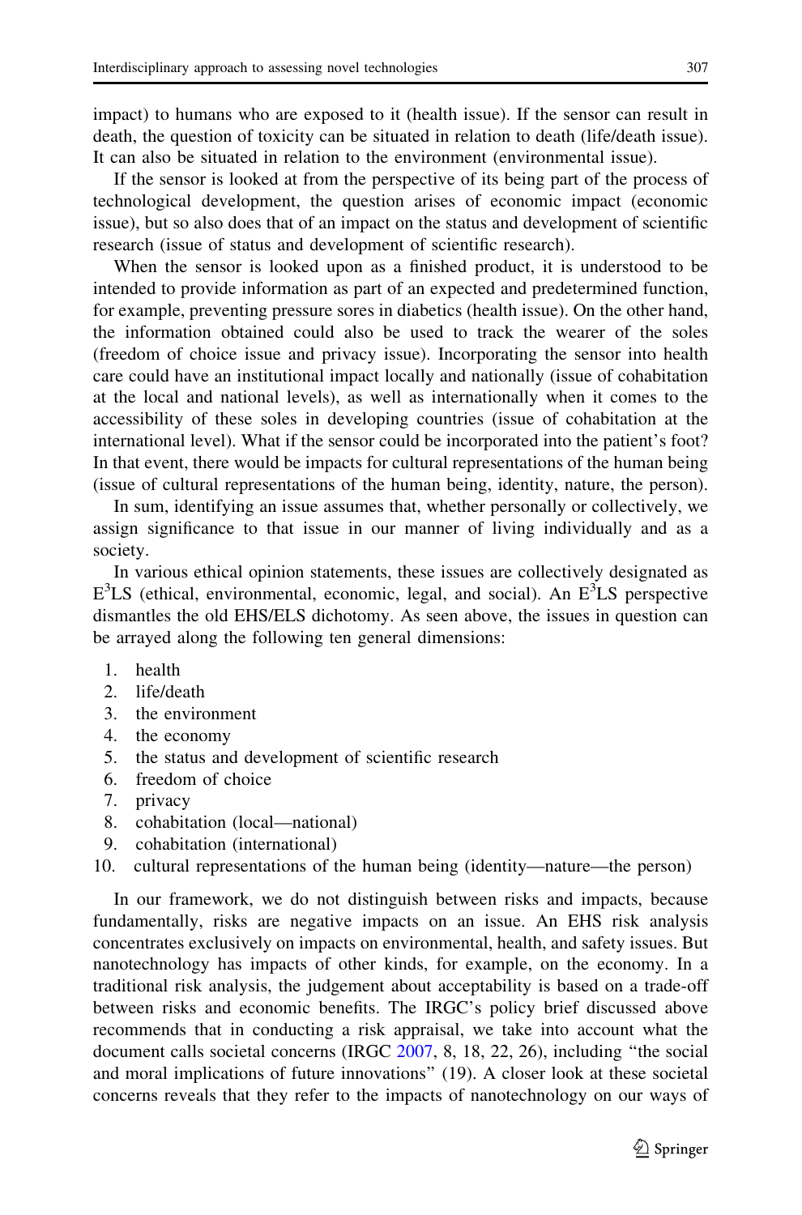impact) to humans who are exposed to it (health issue). If the sensor can result in death, the question of toxicity can be situated in relation to death (life/death issue). It can also be situated in relation to the environment (environmental issue).

If the sensor is looked at from the perspective of its being part of the process of technological development, the question arises of economic impact (economic issue), but so also does that of an impact on the status and development of scientific research (issue of status and development of scientific research).

When the sensor is looked upon as a finished product, it is understood to be intended to provide information as part of an expected and predetermined function, for example, preventing pressure sores in diabetics (health issue). On the other hand, the information obtained could also be used to track the wearer of the soles (freedom of choice issue and privacy issue). Incorporating the sensor into health care could have an institutional impact locally and nationally (issue of cohabitation at the local and national levels), as well as internationally when it comes to the accessibility of these soles in developing countries (issue of cohabitation at the international level). What if the sensor could be incorporated into the patient's foot? In that event, there would be impacts for cultural representations of the human being (issue of cultural representations of the human being, identity, nature, the person).

In sum, identifying an issue assumes that, whether personally or collectively, we assign significance to that issue in our manner of living individually and as a society.

In various ethical opinion statements, these issues are collectively designated as $E^3$LS (ethical, environmental, economic, legal, and social). An $E^3$LS perspective dismantles the old EHS/ELS dichotomy. As seen above, the issues in question can be arrayed along the following ten general dimensions:

1. health
2. life/death
3. the environment
4. the economy
5. the status and development of scientific research
6. freedom of choice
7. privacy
8. cohabitation (local—national)
9. cohabitation (international)
10. cultural representations of the human being (identity—nature—the person)

In our framework, we do not distinguish between risks and impacts, because fundamentally, risks are negative impacts on an issue. An EHS risk analysis concentrates exclusively on impacts on environmental, health, and safety issues. But nanotechnology has impacts of other kinds, for example, on the economy. In a traditional risk analysis, the judgement about acceptability is based on a trade-off between risks and economic benefits. The IRGC's policy brief discussed above recommends that in conducting a risk appraisal, we take into account what the document calls societal concerns (IRGC 2007, 8, 18, 22, 26), including "the social and moral implications of future innovations" (19). A closer look at these societal concerns reveals that they refer to the impacts of nanotechnology on our ways of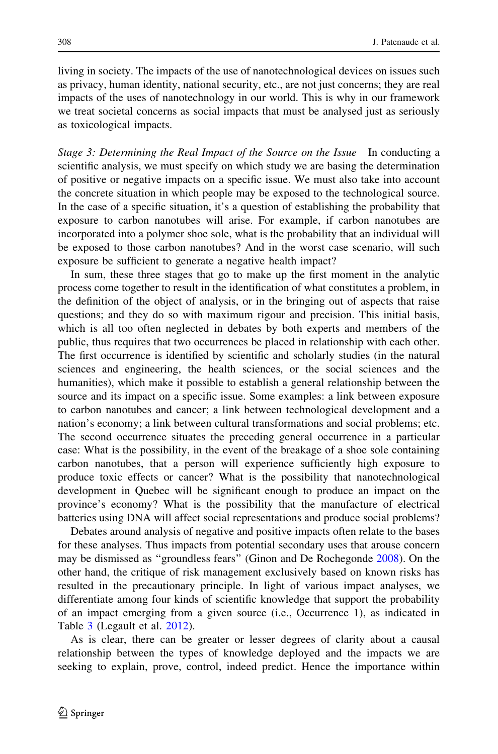living in society. The impacts of the use of nanotechnological devices on issues such as privacy, human identity, national security, etc., are not just concerns; they are real impacts of the uses of nanotechnology in our world. This is why in our framework we treat societal concerns as social impacts that must be analysed just as seriously as toxicological impacts.

*Stage 3: Determining the Real Impact of the Source on the Issue* In conducting a scientific analysis, we must specify on which study we are basing the determination of positive or negative impacts on a specific issue. We must also take into account the concrete situation in which people may be exposed to the technological source. In the case of a specific situation, it's a question of establishing the probability that exposure to carbon nanotubes will arise. For example, if carbon nanotubes are incorporated into a polymer shoe sole, what is the probability that an individual will be exposed to those carbon nanotubes? And in the worst case scenario, will such exposure be sufficient to generate a negative health impact?

In sum, these three stages that go to make up the first moment in the analytic process come together to result in the identification of what constitutes a problem, in the definition of the object of analysis, or in the bringing out of aspects that raise questions; and they do so with maximum rigour and precision. This initial basis, which is all too often neglected in debates by both experts and members of the public, thus requires that two occurrences be placed in relationship with each other. The first occurrence is identified by scientific and scholarly studies (in the natural sciences and engineering, the health sciences, or the social sciences and the humanities), which make it possible to establish a general relationship between the source and its impact on a specific issue. Some examples: a link between exposure to carbon nanotubes and cancer; a link between technological development and a nation's economy; a link between cultural transformations and social problems; etc. The second occurrence situates the preceding general occurrence in a particular case: What is the possibility, in the event of the breakage of a shoe sole containing carbon nanotubes, that a person will experience sufficiently high exposure to produce toxic effects or cancer? What is the possibility that nanotechnological development in Quebec will be significant enough to produce an impact on the province's economy? What is the possibility that the manufacture of electrical batteries using DNA will affect social representations and produce social problems?

Debates around analysis of negative and positive impacts often relate to the bases for these analyses. Thus impacts from potential secondary uses that arouse concern may be dismissed as "groundless fears" (Ginon and De Rochegonde 2008). On the other hand, the critique of risk management exclusively based on known risks has resulted in the precautionary principle. In light of various impact analyses, we differentiate among four kinds of scientific knowledge that support the probability of an impact emerging from a given source (i.e., Occurrence 1), as indicated in Table 3 (Legault et al. 2012).

As is clear, there can be greater or lesser degrees of clarity about a causal relationship between the types of knowledge deployed and the impacts we are seeking to explain, prove, control, indeed predict. Hence the importance within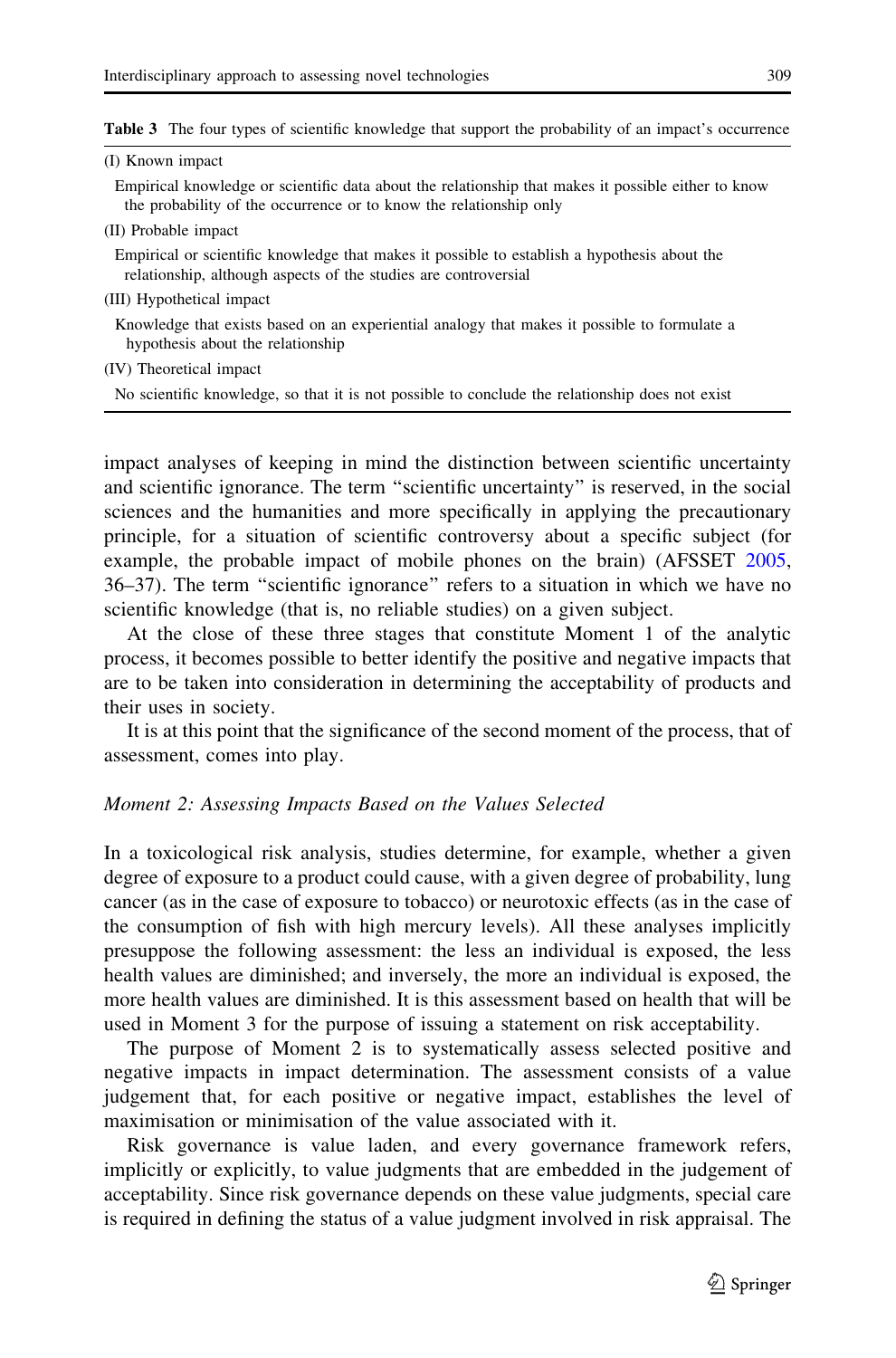**Table 3** The four types of scientific knowledge that support the probability of an impact's occurrence

| |
|---|
| (I) Known impact |
| Empirical knowledge or scientific data about the relationship that makes it possible either to know the probability of the occurrence or to know the relationship only |
| (II) Probable impact |
| Empirical or scientific knowledge that makes it possible to establish a hypothesis about the relationship, although aspects of the studies are controversial |
| (III) Hypothetical impact |
| Knowledge that exists based on an experiential analogy that makes it possible to formulate a hypothesis about the relationship |
| (IV) Theoretical impact |
| No scientific knowledge, so that it is not possible to conclude the relationship does not exist |

impact analyses of keeping in mind the distinction between scientific uncertainty and scientific ignorance. The term "scientific uncertainty" is reserved, in the social sciences and the humanities and more specifically in applying the precautionary principle, for a situation of scientific controversy about a specific subject (for example, the probable impact of mobile phones on the brain) (AFSSET 2005, 36–37). The term "scientific ignorance" refers to a situation in which we have no scientific knowledge (that is, no reliable studies) on a given subject.

At the close of these three stages that constitute Moment 1 of the analytic process, it becomes possible to better identify the positive and negative impacts that are to be taken into consideration in determining the acceptability of products and their uses in society.

It is at this point that the significance of the second moment of the process, that of assessment, comes into play.

*Moment 2: Assessing Impacts Based on the Values Selected*

In a toxicological risk analysis, studies determine, for example, whether a given degree of exposure to a product could cause, with a given degree of probability, lung cancer (as in the case of exposure to tobacco) or neurotoxic effects (as in the case of the consumption of fish with high mercury levels). All these analyses implicitly presuppose the following assessment: the less an individual is exposed, the less health values are diminished; and inversely, the more an individual is exposed, the more health values are diminished. It is this assessment based on health that will be used in Moment 3 for the purpose of issuing a statement on risk acceptability.

The purpose of Moment 2 is to systematically assess selected positive and negative impacts in impact determination. The assessment consists of a value judgement that, for each positive or negative impact, establishes the level of maximisation or minimisation of the value associated with it.

Risk governance is value laden, and every governance framework refers, implicitly or explicitly, to value judgments that are embedded in the judgement of acceptability. Since risk governance depends on these value judgments, special care is required in defining the status of a value judgment involved in risk appraisal. The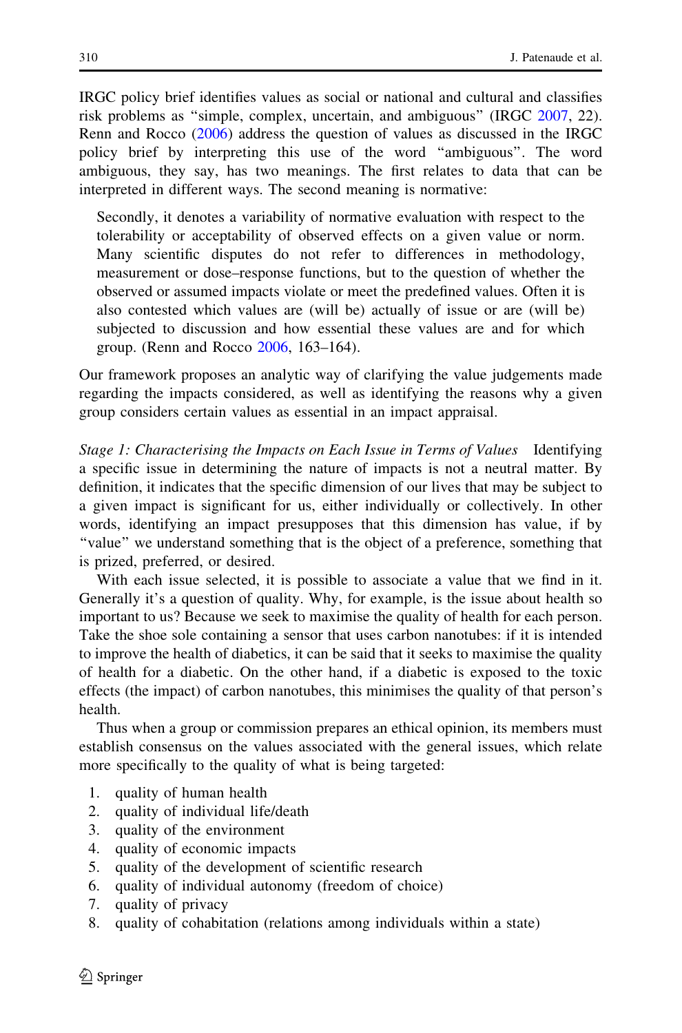IRGC policy brief identifies values as social or national and cultural and classifies risk problems as "simple, complex, uncertain, and ambiguous" (IRGC 2007, 22). Renn and Rocco (2006) address the question of values as discussed in the IRGC policy brief by interpreting this use of the word "ambiguous". The word ambiguous, they say, has two meanings. The first relates to data that can be interpreted in different ways. The second meaning is normative:

> Secondly, it denotes a variability of normative evaluation with respect to the tolerability or acceptability of observed effects on a given value or norm. Many scientific disputes do not refer to differences in methodology, measurement or dose–response functions, but to the question of whether the observed or assumed impacts violate or meet the predefined values. Often it is also contested which values are (will be) actually of issue or are (will be) subjected to discussion and how essential these values are and for which group. (Renn and Rocco 2006, 163–164).

Our framework proposes an analytic way of clarifying the value judgements made regarding the impacts considered, as well as identifying the reasons why a given group considers certain values as essential in an impact appraisal.

*Stage 1: Characterising the Impacts on Each Issue in Terms of Values* Identifying a specific issue in determining the nature of impacts is not a neutral matter. By definition, it indicates that the specific dimension of our lives that may be subject to a given impact is significant for us, either individually or collectively. In other words, identifying an impact presupposes that this dimension has value, if by "value" we understand something that is the object of a preference, something that is prized, preferred, or desired.

With each issue selected, it is possible to associate a value that we find in it. Generally it's a question of quality. Why, for example, is the issue about health so important to us? Because we seek to maximise the quality of health for each person. Take the shoe sole containing a sensor that uses carbon nanotubes: if it is intended to improve the health of diabetics, it can be said that it seeks to maximise the quality of health for a diabetic. On the other hand, if a diabetic is exposed to the toxic effects (the impact) of carbon nanotubes, this minimises the quality of that person's health.

Thus when a group or commission prepares an ethical opinion, its members must establish consensus on the values associated with the general issues, which relate more specifically to the quality of what is being targeted:

1. quality of human health
2. quality of individual life/death
3. quality of the environment
4. quality of economic impacts
5. quality of the development of scientific research
6. quality of individual autonomy (freedom of choice)
7. quality of privacy
8. quality of cohabitation (relations among individuals within a state)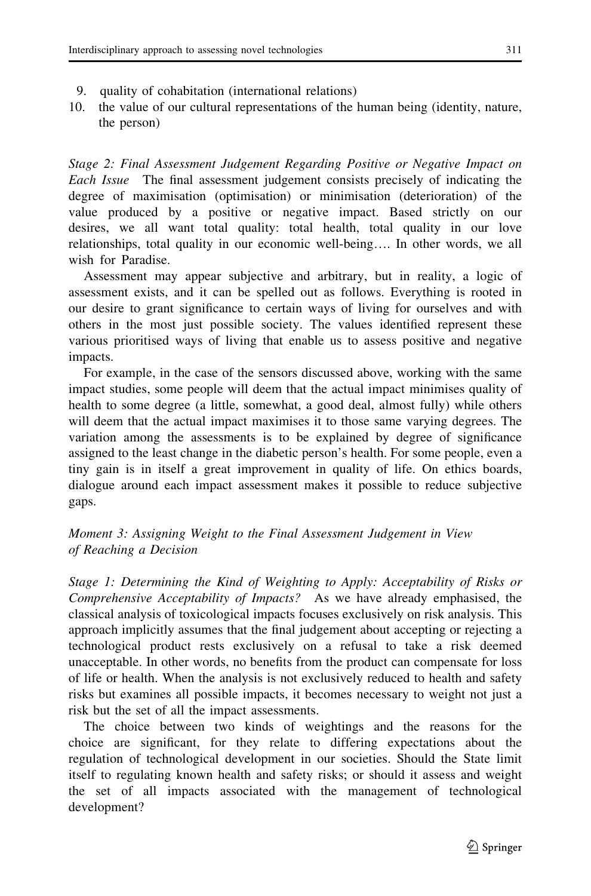9. quality of cohabitation (international relations)
10. the value of our cultural representations of the human being (identity, nature, the person)

*Stage 2: Final Assessment Judgement Regarding Positive or Negative Impact on Each Issue* The final assessment judgement consists precisely of indicating the degree of maximisation (optimisation) or minimisation (deterioration) of the value produced by a positive or negative impact. Based strictly on our desires, we all want total quality: total health, total quality in our love relationships, total quality in our economic well-being…. In other words, we all wish for Paradise.

Assessment may appear subjective and arbitrary, but in reality, a logic of assessment exists, and it can be spelled out as follows. Everything is rooted in our desire to grant significance to certain ways of living for ourselves and with others in the most just possible society. The values identified represent these various prioritised ways of living that enable us to assess positive and negative impacts.

For example, in the case of the sensors discussed above, working with the same impact studies, some people will deem that the actual impact minimises quality of health to some degree (a little, somewhat, a good deal, almost fully) while others will deem that the actual impact maximises it to those same varying degrees. The variation among the assessments is to be explained by degree of significance assigned to the least change in the diabetic person's health. For some people, even a tiny gain is in itself a great improvement in quality of life. On ethics boards, dialogue around each impact assessment makes it possible to reduce subjective gaps.

### *Moment 3: Assigning Weight to the Final Assessment Judgement in View of Reaching a Decision*

*Stage 1: Determining the Kind of Weighting to Apply: Acceptability of Risks or Comprehensive Acceptability of Impacts?* As we have already emphasised, the classical analysis of toxicological impacts focuses exclusively on risk analysis. This approach implicitly assumes that the final judgement about accepting or rejecting a technological product rests exclusively on a refusal to take a risk deemed unacceptable. In other words, no benefits from the product can compensate for loss of life or health. When the analysis is not exclusively reduced to health and safety risks but examines all possible impacts, it becomes necessary to weight not just a risk but the set of all the impact assessments.

The choice between two kinds of weightings and the reasons for the choice are significant, for they relate to differing expectations about the regulation of technological development in our societies. Should the State limit itself to regulating known health and safety risks; or should it assess and weight the set of all impacts associated with the management of technological development?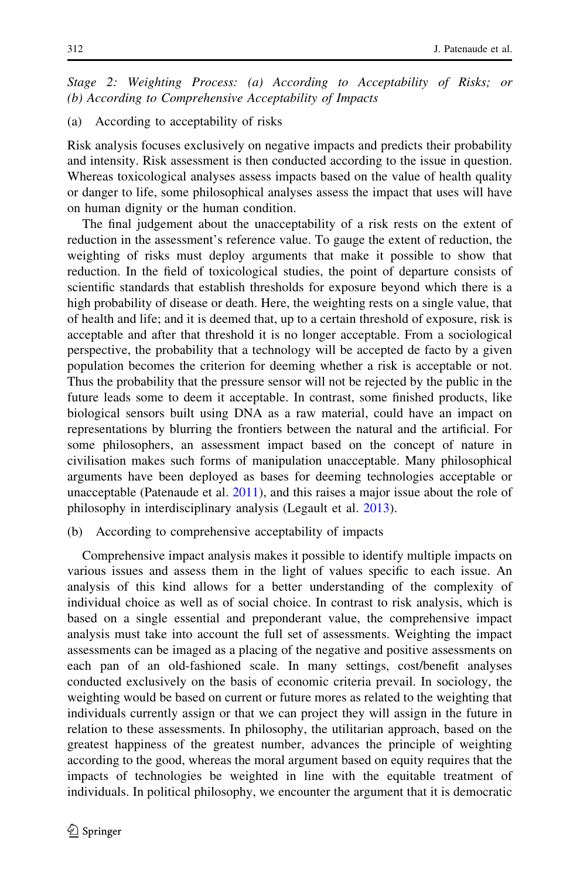*Stage 2: Weighting Process: (a) According to Acceptability of Risks; or (b) According to Comprehensive Acceptability of Impacts*

(a) According to acceptability of risks

Risk analysis focuses exclusively on negative impacts and predicts their probability and intensity. Risk assessment is then conducted according to the issue in question. Whereas toxicological analyses assess impacts based on the value of health quality or danger to life, some philosophical analyses assess the impact that uses will have on human dignity or the human condition.

The final judgement about the unacceptability of a risk rests on the extent of reduction in the assessment's reference value. To gauge the extent of reduction, the weighting of risks must deploy arguments that make it possible to show that reduction. In the field of toxicological studies, the point of departure consists of scientific standards that establish thresholds for exposure beyond which there is a high probability of disease or death. Here, the weighting rests on a single value, that of health and life; and it is deemed that, up to a certain threshold of exposure, risk is acceptable and after that threshold it is no longer acceptable. From a sociological perspective, the probability that a technology will be accepted de facto by a given population becomes the criterion for deeming whether a risk is acceptable or not. Thus the probability that the pressure sensor will not be rejected by the public in the future leads some to deem it acceptable. In contrast, some finished products, like biological sensors built using DNA as a raw material, could have an impact on representations by blurring the frontiers between the natural and the artificial. For some philosophers, an assessment impact based on the concept of nature in civilisation makes such forms of manipulation unacceptable. Many philosophical arguments have been deployed as bases for deeming technologies acceptable or unacceptable (Patenaude et al. 2011), and this raises a major issue about the role of philosophy in interdisciplinary analysis (Legault et al. 2013).

(b) According to comprehensive acceptability of impacts

Comprehensive impact analysis makes it possible to identify multiple impacts on various issues and assess them in the light of values specific to each issue. An analysis of this kind allows for a better understanding of the complexity of individual choice as well as of social choice. In contrast to risk analysis, which is based on a single essential and preponderant value, the comprehensive impact analysis must take into account the full set of assessments. Weighting the impact assessments can be imaged as a placing of the negative and positive assessments on each pan of an old-fashioned scale. In many settings, cost/benefit analyses conducted exclusively on the basis of economic criteria prevail. In sociology, the weighting would be based on current or future mores as related to the weighting that individuals currently assign or that we can project they will assign in the future in relation to these assessments. In philosophy, the utilitarian approach, based on the greatest happiness of the greatest number, advances the principle of weighting according to the good, whereas the moral argument based on equity requires that the impacts of technologies be weighted in line with the equitable treatment of individuals. In political philosophy, we encounter the argument that it is democratic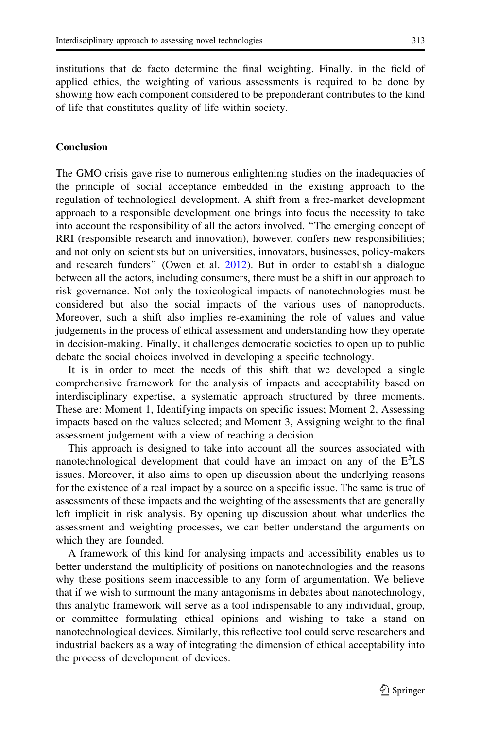institutions that de facto determine the final weighting. Finally, in the field of applied ethics, the weighting of various assessments is required to be done by showing how each component considered to be preponderant contributes to the kind of life that constitutes quality of life within society.

## Conclusion

The GMO crisis gave rise to numerous enlightening studies on the inadequacies of the principle of social acceptance embedded in the existing approach to the regulation of technological development. A shift from a free-market development approach to a responsible development one brings into focus the necessity to take into account the responsibility of all the actors involved. "The emerging concept of RRI (responsible research and innovation), however, confers new responsibilities; and not only on scientists but on universities, innovators, businesses, policy-makers and research funders" (Owen et al. 2012). But in order to establish a dialogue between all the actors, including consumers, there must be a shift in our approach to risk governance. Not only the toxicological impacts of nanotechnologies must be considered but also the social impacts of the various uses of nanoproducts. Moreover, such a shift also implies re-examining the role of values and value judgements in the process of ethical assessment and understanding how they operate in decision-making. Finally, it challenges democratic societies to open up to public debate the social choices involved in developing a specific technology.

It is in order to meet the needs of this shift that we developed a single comprehensive framework for the analysis of impacts and acceptability based on interdisciplinary expertise, a systematic approach structured by three moments. These are: Moment 1, Identifying impacts on specific issues; Moment 2, Assessing impacts based on the values selected; and Moment 3, Assigning weight to the final assessment judgement with a view of reaching a decision.

This approach is designed to take into account all the sources associated with nanotechnological development that could have an impact on any of the $E^3LS$ issues. Moreover, it also aims to open up discussion about the underlying reasons for the existence of a real impact by a source on a specific issue. The same is true of assessments of these impacts and the weighting of the assessments that are generally left implicit in risk analysis. By opening up discussion about what underlies the assessment and weighting processes, we can better understand the arguments on which they are founded.

A framework of this kind for analysing impacts and accessibility enables us to better understand the multiplicity of positions on nanotechnologies and the reasons why these positions seem inaccessible to any form of argumentation. We believe that if we wish to surmount the many antagonisms in debates about nanotechnology, this analytic framework will serve as a tool indispensable to any individual, group, or committee formulating ethical opinions and wishing to take a stand on nanotechnological devices. Similarly, this reflective tool could serve researchers and industrial backers as a way of integrating the dimension of ethical acceptability into the process of development of devices.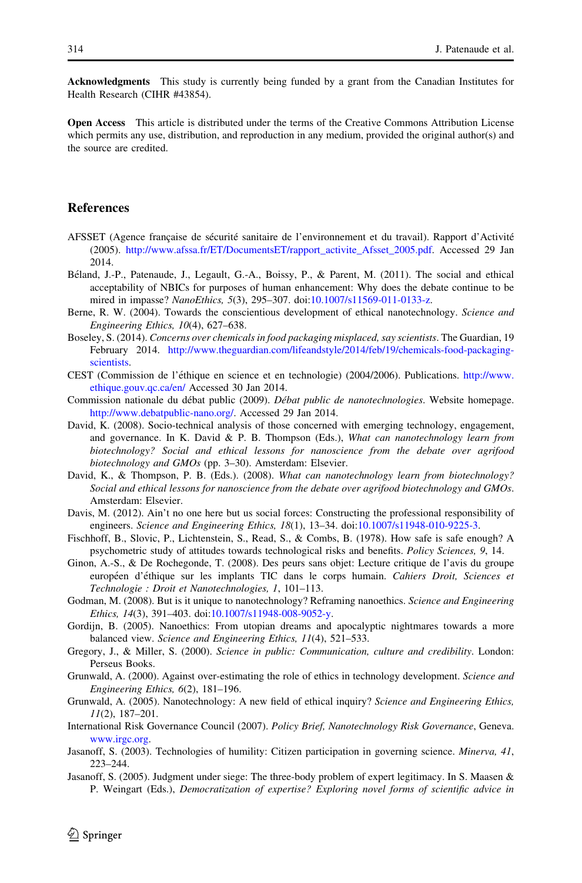**Acknowledgments** This study is currently being funded by a grant from the Canadian Institutes for Health Research (CIHR #43854).

**Open Access** This article is distributed under the terms of the Creative Commons Attribution License which permits any use, distribution, and reproduction in any medium, provided the original author(s) and the source are credited.

## References

AFSSET (Agence française de sécurité sanitaire de l'environnement et du travail). Rapport d'Activité (2005). http://www.afssa.fr/ET/DocumentsET/rapport_activite_Afsset_2005.pdf. Accessed 29 Jan 2014.

Béland, J.-P., Patenaude, J., Legault, G.-A., Boissy, P., & Parent, M. (2011). The social and ethical acceptability of NBICs for purposes of human enhancement: Why does the debate continue to be mired in impasse? *NanoEthics, 5*(3), 295–307. doi:10.1007/s11569-011-0133-z.

Berne, R. W. (2004). Towards the conscientious development of ethical nanotechnology. *Science and Engineering Ethics, 10*(4), 627–638.

Boseley, S. (2014). *Concerns over chemicals in food packaging misplaced, say scientists*. The Guardian, 19 February 2014. http://www.theguardian.com/lifeandstyle/2014/feb/19/chemicals-food-packaging-scientists.

CEST (Commission de l'éthique en science et en technologie) (2004/2006). Publications. http://www.ethique.gouv.qc.ca/en/ Accessed 30 Jan 2014.

Commission nationale du débat public (2009). *Débat public de nanotechnologies*. Website homepage. http://www.debatpublic-nano.org/. Accessed 29 Jan 2014.

David, K. (2008). Socio-technical analysis of those concerned with emerging technology, engagement, and governance. In K. David & P. B. Thompson (Eds.), *What can nanotechnology learn from biotechnology? Social and ethical lessons for nanoscience from the debate over agrifood biotechnology and GMOs* (pp. 3–30). Amsterdam: Elsevier.

David, K., & Thompson, P. B. (Eds.). (2008). *What can nanotechnology learn from biotechnology? Social and ethical lessons for nanoscience from the debate over agrifood biotechnology and GMOs*. Amsterdam: Elsevier.

Davis, M. (2012). Ain't no one here but us social forces: Constructing the professional responsibility of engineers. *Science and Engineering Ethics, 18*(1), 13–34. doi:10.1007/s11948-010-9225-3.

Fischhoff, B., Slovic, P., Lichtenstein, S., Read, S., & Combs, B. (1978). How safe is safe enough? A psychometric study of attitudes towards technological risks and benefits. *Policy Sciences, 9*, 14.

Ginon, A.-S., & De Rochegonde, T. (2008). Des peurs sans objet: Lecture critique de l'avis du groupe européen d'éthique sur les implants TIC dans le corps humain. *Cahiers Droit, Sciences et Technologie : Droit et Nanotechnologies, 1*, 101–113.

Godman, M. (2008). But is it unique to nanotechnology? Reframing nanoethics. *Science and Engineering Ethics, 14*(3), 391–403. doi:10.1007/s11948-008-9052-y.

Gordijn, B. (2005). Nanoethics: From utopian dreams and apocalyptic nightmares towards a more balanced view. *Science and Engineering Ethics, 11*(4), 521–533.

Gregory, J., & Miller, S. (2000). *Science in public: Communication, culture and credibility*. London: Perseus Books.

Grunwald, A. (2000). Against over-estimating the role of ethics in technology development. *Science and Engineering Ethics, 6*(2), 181–196.

Grunwald, A. (2005). Nanotechnology: A new field of ethical inquiry? *Science and Engineering Ethics, 11*(2), 187–201.

International Risk Governance Council (2007). *Policy Brief, Nanotechnology Risk Governance*, Geneva. www.irgc.org.

Jasanoff, S. (2003). Technologies of humility: Citizen participation in governing science. *Minerva, 41*, 223–244.

Jasanoff, S. (2005). Judgment under siege: The three-body problem of expert legitimacy. In S. Maasen & P. Weingart (Eds.), *Democratization of expertise? Exploring novel forms of scientific advice in*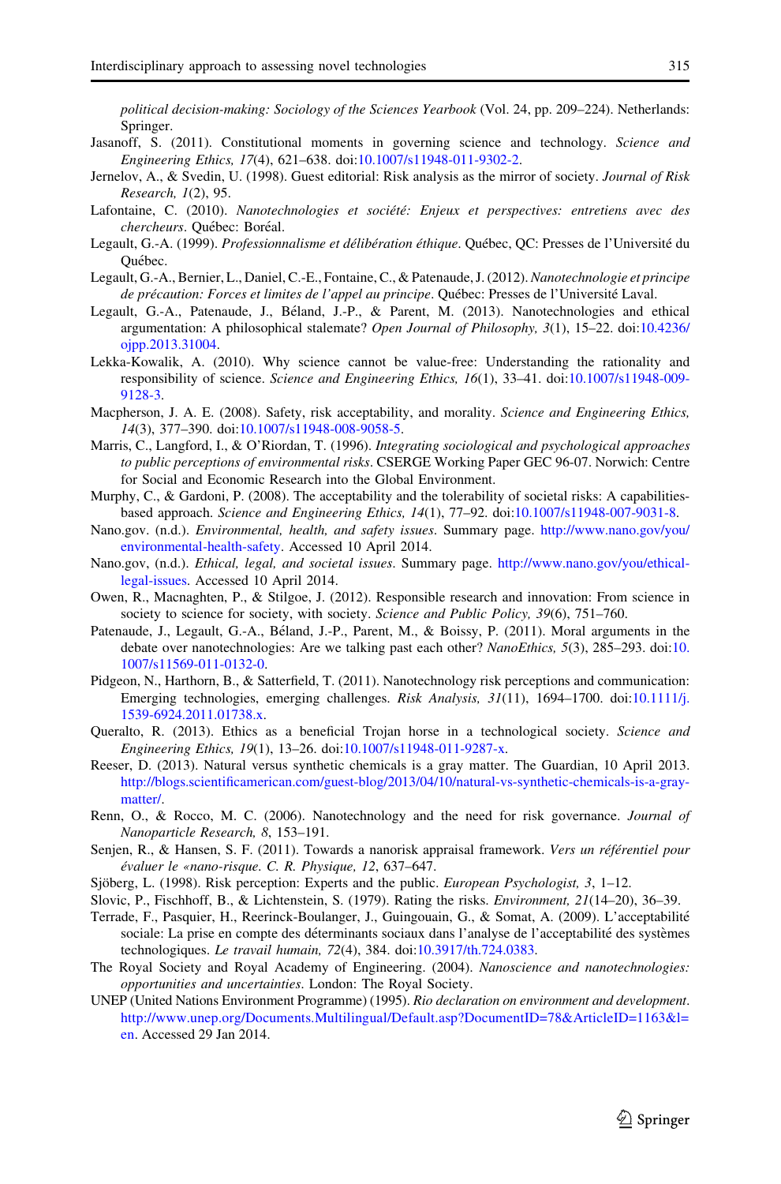political decision-making: Sociology of the Sciences Yearbook (Vol. 24, pp. 209–224). Netherlands: Springer.

Jasanoff, S. (2011). Constitutional moments in governing science and technology. *Science and Engineering Ethics, 17*(4), 621–638. doi:10.1007/s11948-011-9302-2.

Jernelov, A., & Svedin, U. (1998). Guest editorial: Risk analysis as the mirror of society. *Journal of Risk Research, 1*(2), 95.

Lafontaine, C. (2010). *Nanotechnologies et société: Enjeux et perspectives: entretiens avec des chercheurs*. Québec: Boréal.

Legault, G.-A. (1999). *Professionnalisme et délibération éthique*. Québec, QC: Presses de l'Université du Québec.

Legault, G.-A., Bernier, L., Daniel, C.-E., Fontaine, C., & Patenaude, J. (2012). *Nanotechnologie et principe de précaution: Forces et limites de l'appel au principe*. Québec: Presses de l'Université Laval.

Legault, G.-A., Patenaude, J., Béland, J.-P., & Parent, M. (2013). Nanotechnologies and ethical argumentation: A philosophical stalemate? *Open Journal of Philosophy, 3*(1), 15–22. doi:10.4236/ojpp.2013.31004.

Lekka-Kowalik, A. (2010). Why science cannot be value-free: Understanding the rationality and responsibility of science. *Science and Engineering Ethics, 16*(1), 33–41. doi:10.1007/s11948-009-9128-3.

Macpherson, J. A. E. (2008). Safety, risk acceptability, and morality. *Science and Engineering Ethics, 14*(3), 377–390. doi:10.1007/s11948-008-9058-5.

Marris, C., Langford, I., & O'Riordan, T. (1996). *Integrating sociological and psychological approaches to public perceptions of environmental risks*. CSERGE Working Paper GEC 96-07. Norwich: Centre for Social and Economic Research into the Global Environment.

Murphy, C., & Gardoni, P. (2008). The acceptability and the tolerability of societal risks: A capabilities-based approach. *Science and Engineering Ethics, 14*(1), 77–92. doi:10.1007/s11948-007-9031-8.

Nano.gov. (n.d.). *Environmental, health, and safety issues*. Summary page. http://www.nano.gov/you/environmental-health-safety. Accessed 10 April 2014.

Nano.gov, (n.d.). *Ethical, legal, and societal issues*. Summary page. http://www.nano.gov/you/ethical-legal-issues. Accessed 10 April 2014.

Owen, R., Macnaghten, P., & Stilgoe, J. (2012). Responsible research and innovation: From science in society to science for society, with society. *Science and Public Policy, 39*(6), 751–760.

Patenaude, J., Legault, G.-A., Béland, J.-P., Parent, M., & Boissy, P. (2011). Moral arguments in the debate over nanotechnologies: Are we talking past each other? *NanoEthics, 5*(3), 285–293. doi:10.1007/s11569-011-0132-0.

Pidgeon, N., Harthorn, B., & Satterfield, T. (2011). Nanotechnology risk perceptions and communication: Emerging technologies, emerging challenges. *Risk Analysis, 31*(11), 1694–1700. doi:10.1111/j.1539-6924.2011.01738.x.

Queralto, R. (2013). Ethics as a beneficial Trojan horse in a technological society. *Science and Engineering Ethics, 19*(1), 13–26. doi:10.1007/s11948-011-9287-x.

Reeser, D. (2013). Natural versus synthetic chemicals is a gray matter. The Guardian, 10 April 2013. http://blogs.scientificamerican.com/guest-blog/2013/04/10/natural-vs-synthetic-chemicals-is-a-gray-matter/.

Renn, O., & Rocco, M. C. (2006). Nanotechnology and the need for risk governance. *Journal of Nanoparticle Research, 8*, 153–191.

Senjen, R., & Hansen, S. F. (2011). Towards a nanorisk appraisal framework. *Vers un référentiel pour évaluer le «nano-risque. C. R. Physique, 12*, 637–647.

Sjöberg, L. (1998). Risk perception: Experts and the public. *European Psychologist, 3*, 1–12.

Slovic, P., Fischhoff, B., & Lichtenstein, S. (1979). Rating the risks. *Environment, 21*(14–20), 36–39.

Terrade, F., Pasquier, H., Reerinck-Boulanger, J., Guingouain, G., & Somat, A. (2009). L'acceptabilité sociale: La prise en compte des déterminants sociaux dans l'analyse de l'acceptabilité des systèmes technologiques. *Le travail humain, 72*(4), 384. doi:10.3917/th.724.0383.

The Royal Society and Royal Academy of Engineering. (2004). *Nanoscience and nanotechnologies: opportunities and uncertainties*. London: The Royal Society.

UNEP (United Nations Environment Programme) (1995). *Rio declaration on environment and development*. http://www.unep.org/Documents.Multilingual/Default.asp?DocumentID=78&ArticleID=1163&l=en. Accessed 29 Jan 2014.